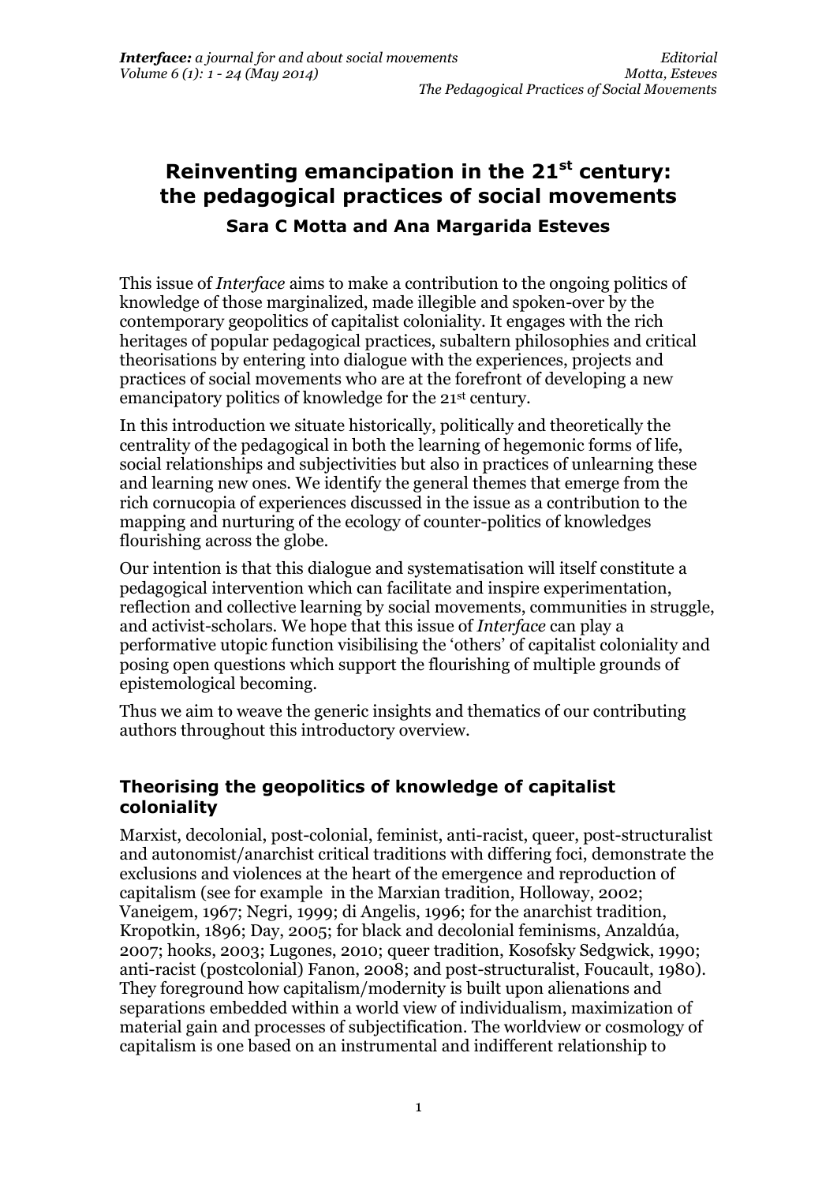# Reinventing emancipation in the 21st century: the pedagogical practices of social movements

**Sara C Motta and Ana Margarida Esteves**

This issue of *Interface* aims to make a contribution to the ongoing politics of knowledge of those marginalized, made illegible and spoken-over by the contemporary geopolitics of capitalist coloniality. It engages with the rich heritages of popular pedagogical practices, subaltern philosophies and critical theorisations by entering into dialogue with the experiences, projects and practices of social movements who are at the forefront of developing a new emancipatory politics of knowledge for the 21st century.

In this introduction we situate historically, politically and theoretically the centrality of the pedagogical in both the learning of hegemonic forms of life, social relationships and subjectivities but also in practices of unlearning these and learning new ones. We identify the general themes that emerge from the rich cornucopia of experiences discussed in the issue as a contribution to the mapping and nurturing of the ecology of counter-politics of knowledges flourishing across the globe.

Our intention is that this dialogue and systematisation will itself constitute a pedagogical intervention which can facilitate and inspire experimentation, reflection and collective learning by social movements, communities in struggle, and activist-scholars. We hope that this issue of *Interface* can play a performative utopic function visibilising the 'others' of capitalist coloniality and posing open questions which support the flourishing of multiple grounds of epistemological becoming.

Thus we aim to weave the generic insights and thematics of our contributing authors throughout this introductory overview.

## Theorising the geopolitics of knowledge of capitalist coloniality

Marxist, decolonial, post-colonial, feminist, anti-racist, queer, post-structuralist and autonomist/anarchist critical traditions with differing foci, demonstrate the exclusions and violences at the heart of the emergence and reproduction of capitalism (see for example in the Marxian tradition, Holloway, 2002; Vaneigem, 1967; Negri, 1999; di Angelis, 1996; for the anarchist tradition, Kropotkin, 1896; Day, 2005; for black and decolonial feminisms, Anzaldúa, 2007; hooks, 2003; Lugones, 2010; queer tradition, Kosofsky Sedgwick, 1990; anti-racist (postcolonial) Fanon, 2008; and post-structuralist, Foucault, 1980). They foreground how capitalism/modernity is built upon alienations and separations embedded within a world view of individualism, maximization of material gain and processes of subjectification. The worldview or cosmology of capitalism is one based on an instrumental and indifferent relationship to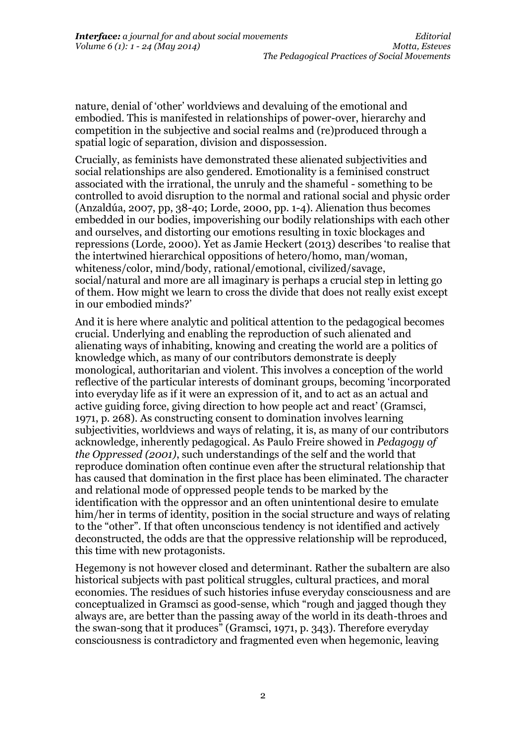nature, denial of 'other' worldviews and devaluing of the emotional and embodied. This is manifested in relationships of power-over, hierarchy and competition in the subjective and social realms and (re)produced through a spatial logic of separation, division and dispossession.

Crucially, as feminists have demonstrated these alienated subjectivities and social relationships are also gendered. Emotionality is a feminised construct associated with the irrational, the unruly and the shameful - something to be controlled to avoid disruption to the normal and rational social and physic order (Anzaldúa, 2007, pp, 38-40; Lorde, 2000, pp. 1-4). Alienation thus becomes embedded in our bodies, impoverishing our bodily relationships with each other and ourselves, and distorting our emotions resulting in toxic blockages and repressions (Lorde, 2000). Yet as Jamie Heckert (2013) describes 'to realise that the intertwined hierarchical oppositions of hetero/homo, man/woman, whiteness/color, mind/body, rational/emotional, civilized/savage, social/natural and more are all imaginary is perhaps a crucial step in letting go of them. How might we learn to cross the divide that does not really exist except in our embodied minds?'

And it is here where analytic and political attention to the pedagogical becomes crucial. Underlying and enabling the reproduction of such alienated and alienating ways of inhabiting, knowing and creating the world are a politics of knowledge which, as many of our contributors demonstrate is deeply monological, authoritarian and violent. This involves a conception of the world reflective of the particular interests of dominant groups, becoming 'incorporated into everyday life as if it were an expression of it, and to act as an actual and active guiding force, giving direction to how people act and react' (Gramsci, 1971, p. 268). As constructing consent to domination involves learning subjectivities, worldviews and ways of relating, it is, as many of our contributors acknowledge, inherently pedagogical. As Paulo Freire showed in *Pedagogy of the Oppressed (2001)*, such understandings of the self and the world that reproduce domination often continue even after the structural relationship that has caused that domination in the first place has been eliminated. The character and relational mode of oppressed people tends to be marked by the identification with the oppressor and an often unintentional desire to emulate him/her in terms of identity, position in the social structure and ways of relating to the "other". If that often unconscious tendency is not identified and actively deconstructed, the odds are that the oppressive relationship will be reproduced, this time with new protagonists.

Hegemony is not however closed and determinant. Rather the subaltern are also historical subjects with past political struggles, cultural practices, and moral economies. The residues of such histories infuse everyday consciousness and are conceptualized in Gramsci as good-sense, which "rough and jagged though they always are, are better than the passing away of the world in its death-throes and the swan-song that it produces" (Gramsci, 1971, p. 343). Therefore everyday consciousness is contradictory and fragmented even when hegemonic, leaving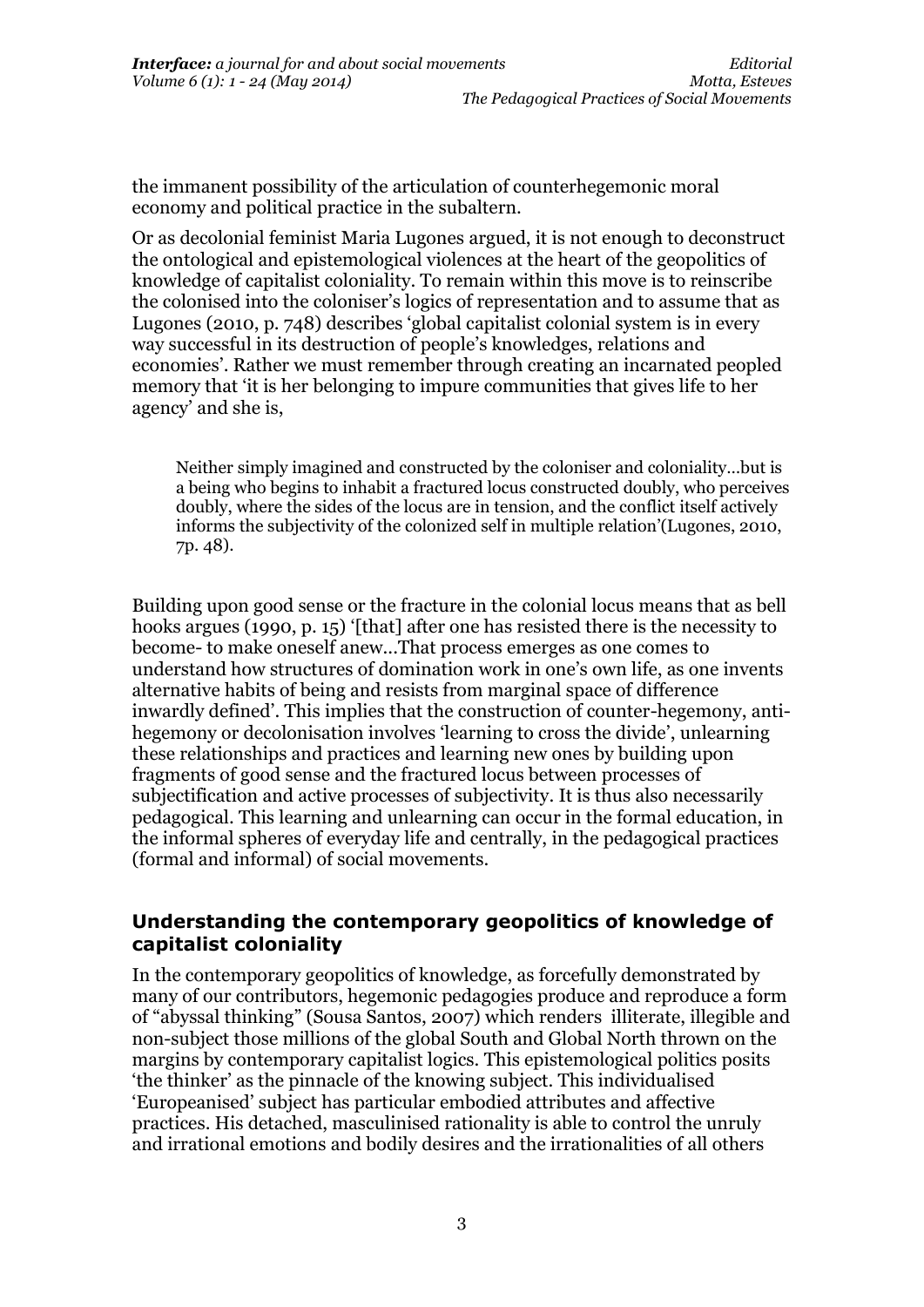the immanent possibility of the articulation of counterhegemonic moral economy and political practice in the subaltern.

Or as decolonial feminist Maria Lugones argued, it is not enough to deconstruct the ontological and epistemological violences at the heart of the geopolitics of knowledge of capitalist coloniality. To remain within this move is to reinscribe the colonised into the coloniser's logics of representation and to assume that as Lugones (2010, p. 748) describes 'global capitalist colonial system is in every way successful in its destruction of people's knowledges, relations and economies'. Rather we must remember through creating an incarnated peopled memory that 'it is her belonging to impure communities that gives life to her agency' and she is,

> Neither simply imagined and constructed by the coloniser and coloniality…but is a being who begins to inhabit a fractured locus constructed doubly, who perceives doubly, where the sides of the locus are in tension, and the conflict itself actively informs the subjectivity of the colonized self in multiple relation'(Lugones, 2010, 7p. 48).

Building upon good sense or the fracture in the colonial locus means that as bell hooks argues (1990, p. 15) '[that] after one has resisted there is the necessity to become- to make oneself anew…That process emerges as one comes to understand how structures of domination work in one's own life, as one invents alternative habits of being and resists from marginal space of difference inwardly defined'. This implies that the construction of counter-hegemony, anti-hegemony or decolonisation involves 'learning to cross the divide', unlearning these relationships and practices and learning new ones by building upon fragments of good sense and the fractured locus between processes of subjectification and active processes of subjectivity. It is thus also necessarily pedagogical. This learning and unlearning can occur in the formal education, in the informal spheres of everyday life and centrally, in the pedagogical practices (formal and informal) of social movements.

## Understanding the contemporary geopolitics of knowledge of capitalist coloniality

In the contemporary geopolitics of knowledge, as forcefully demonstrated by many of our contributors, hegemonic pedagogies produce and reproduce a form of "abyssal thinking" (Sousa Santos, 2007) which renders illiterate, illegible and non-subject those millions of the global South and Global North thrown on the margins by contemporary capitalist logics. This epistemological politics posits 'the thinker' as the pinnacle of the knowing subject. This individualised 'Europeanised' subject has particular embodied attributes and affective practices. His detached, masculinised rationality is able to control the unruly and irrational emotions and bodily desires and the irrationalities of all others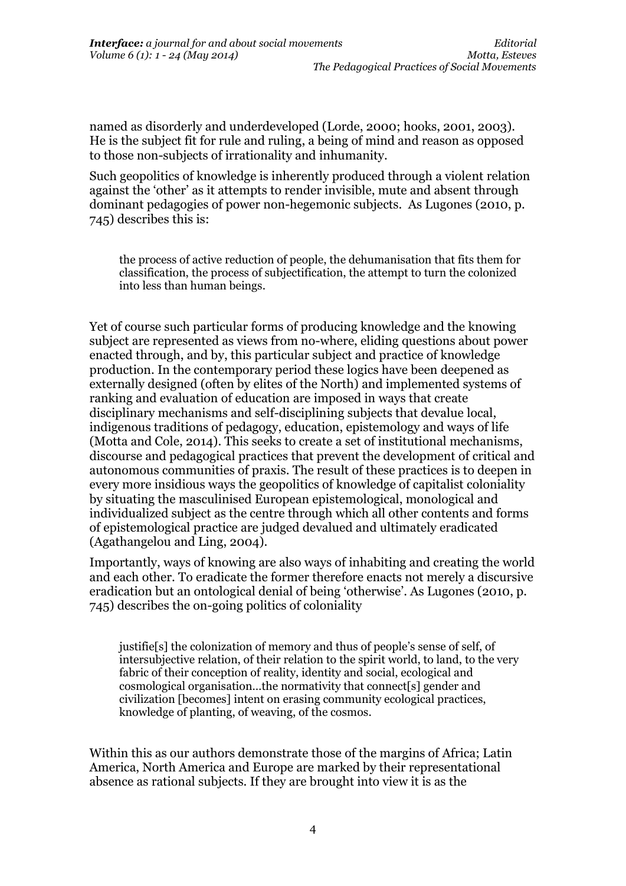named as disorderly and underdeveloped (Lorde, 2000; hooks, 2001, 2003). He is the subject fit for rule and ruling, a being of mind and reason as opposed to those non-subjects of irrationality and inhumanity.

Such geopolitics of knowledge is inherently produced through a violent relation against the 'other' as it attempts to render invisible, mute and absent through dominant pedagogies of power non-hegemonic subjects. As Lugones (2010, p. 745) describes this is:

> the process of active reduction of people, the dehumanisation that fits them for classification, the process of subjectification, the attempt to turn the colonized into less than human beings.

Yet of course such particular forms of producing knowledge and the knowing subject are represented as views from no-where, eliding questions about power enacted through, and by, this particular subject and practice of knowledge production. In the contemporary period these logics have been deepened as externally designed (often by elites of the North) and implemented systems of ranking and evaluation of education are imposed in ways that create disciplinary mechanisms and self-disciplining subjects that devalue local, indigenous traditions of pedagogy, education, epistemology and ways of life (Motta and Cole, 2014). This seeks to create a set of institutional mechanisms, discourse and pedagogical practices that prevent the development of critical and autonomous communities of praxis. The result of these practices is to deepen in every more insidious ways the geopolitics of knowledge of capitalist coloniality by situating the masculinised European epistemological, monological and individualized subject as the centre through which all other contents and forms of epistemological practice are judged devalued and ultimately eradicated (Agathangelou and Ling, 2004).

Importantly, ways of knowing are also ways of inhabiting and creating the world and each other. To eradicate the former therefore enacts not merely a discursive eradication but an ontological denial of being 'otherwise'. As Lugones (2010, p. 745) describes the on-going politics of coloniality

> justifie[s] the colonization of memory and thus of people's sense of self, of intersubjective relation, of their relation to the spirit world, to land, to the very fabric of their conception of reality, identity and social, ecological and cosmological organisation…the normativity that connect[s] gender and civilization [becomes] intent on erasing community ecological practices, knowledge of planting, of weaving, of the cosmos.

Within this as our authors demonstrate those of the margins of Africa; Latin America, North America and Europe are marked by their representational absence as rational subjects. If they are brought into view it is as the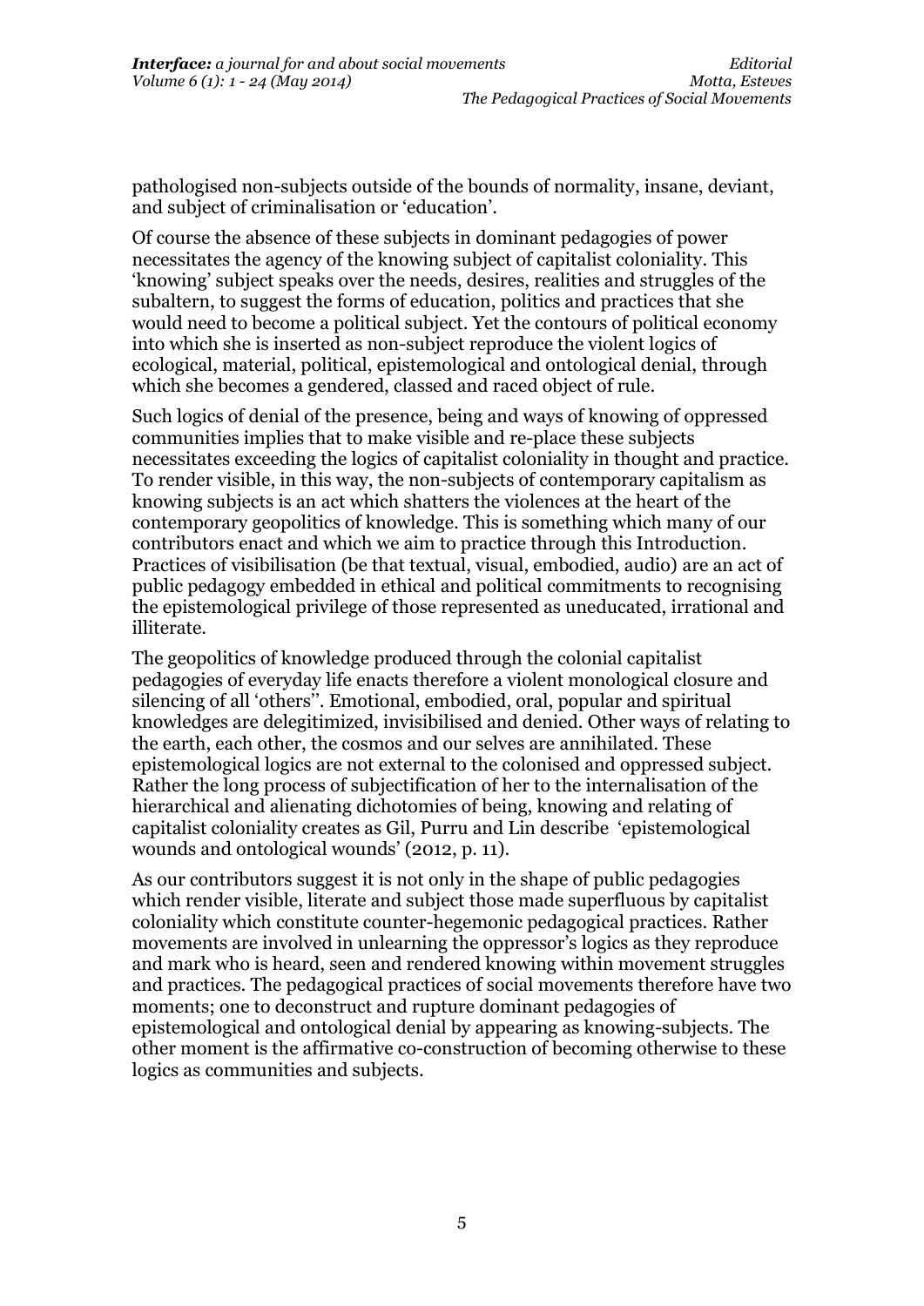pathologised non-subjects outside of the bounds of normality, insane, deviant, and subject of criminalisation or 'education'.

Of course the absence of these subjects in dominant pedagogies of power necessitates the agency of the knowing subject of capitalist coloniality. This 'knowing' subject speaks over the needs, desires, realities and struggles of the subaltern, to suggest the forms of education, politics and practices that she would need to become a political subject. Yet the contours of political economy into which she is inserted as non-subject reproduce the violent logics of ecological, material, political, epistemological and ontological denial, through which she becomes a gendered, classed and raced object of rule.

Such logics of denial of the presence, being and ways of knowing of oppressed communities implies that to make visible and re-place these subjects necessitates exceeding the logics of capitalist coloniality in thought and practice. To render visible, in this way, the non-subjects of contemporary capitalism as knowing subjects is an act which shatters the violences at the heart of the contemporary geopolitics of knowledge. This is something which many of our contributors enact and which we aim to practice through this Introduction. Practices of visibilisation (be that textual, visual, embodied, audio) are an act of public pedagogy embedded in ethical and political commitments to recognising the epistemological privilege of those represented as uneducated, irrational and illiterate.

The geopolitics of knowledge produced through the colonial capitalist pedagogies of everyday life enacts therefore a violent monological closure and silencing of all 'others''. Emotional, embodied, oral, popular and spiritual knowledges are delegitimized, invisibilised and denied. Other ways of relating to the earth, each other, the cosmos and our selves are annihilated. These epistemological logics are not external to the colonised and oppressed subject. Rather the long process of subjectification of her to the internalisation of the hierarchical and alienating dichotomies of being, knowing and relating of capitalist coloniality creates as Gil, Purru and Lin describe 'epistemological wounds and ontological wounds' (2012, p. 11).

As our contributors suggest it is not only in the shape of public pedagogies which render visible, literate and subject those made superfluous by capitalist coloniality which constitute counter-hegemonic pedagogical practices. Rather movements are involved in unlearning the oppressor's logics as they reproduce and mark who is heard, seen and rendered knowing within movement struggles and practices. The pedagogical practices of social movements therefore have two moments; one to deconstruct and rupture dominant pedagogies of epistemological and ontological denial by appearing as knowing-subjects. The other moment is the affirmative co-construction of becoming otherwise to these logics as communities and subjects.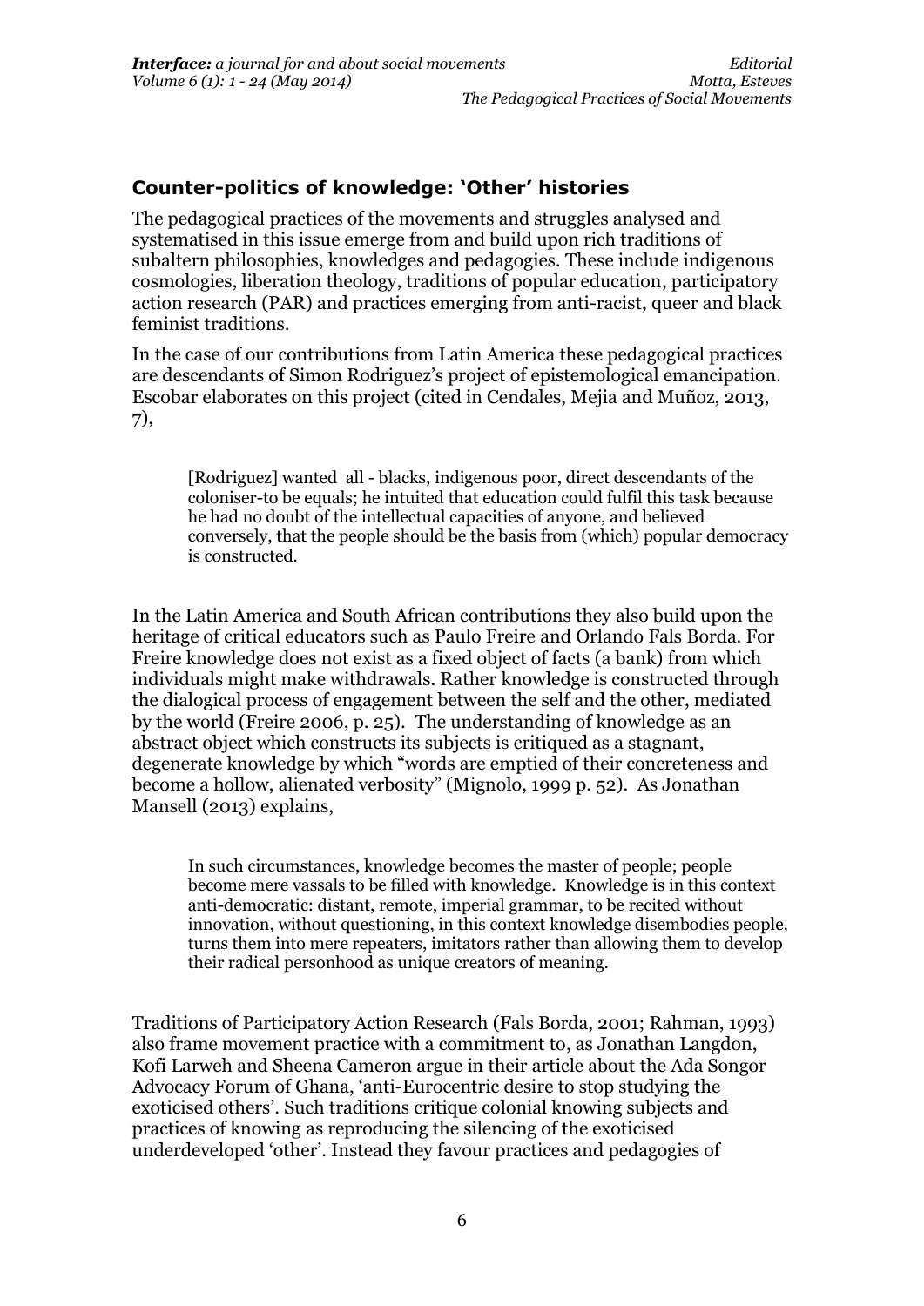## Counter-politics of knowledge: 'Other' histories

The pedagogical practices of the movements and struggles analysed and systematised in this issue emerge from and build upon rich traditions of subaltern philosophies, knowledges and pedagogies. These include indigenous cosmologies, liberation theology, traditions of popular education, participatory action research (PAR) and practices emerging from anti-racist, queer and black feminist traditions.

In the case of our contributions from Latin America these pedagogical practices are descendants of Simon Rodriguez's project of epistemological emancipation. Escobar elaborates on this project (cited in Cendales, Mejia and Muñoz, 2013, 7),

> [Rodriguez] wanted all - blacks, indigenous poor, direct descendants of the coloniser-to be equals; he intuited that education could fulfil this task because he had no doubt of the intellectual capacities of anyone, and believed conversely, that the people should be the basis from (which) popular democracy is constructed.

In the Latin America and South African contributions they also build upon the heritage of critical educators such as Paulo Freire and Orlando Fals Borda. For Freire knowledge does not exist as a fixed object of facts (a bank) from which individuals might make withdrawals. Rather knowledge is constructed through the dialogical process of engagement between the self and the other, mediated by the world (Freire 2006, p. 25). The understanding of knowledge as an abstract object which constructs its subjects is critiqued as a stagnant, degenerate knowledge by which "words are emptied of their concreteness and become a hollow, alienated verbosity" (Mignolo, 1999 p. 52). As Jonathan Mansell (2013) explains,

> In such circumstances, knowledge becomes the master of people; people become mere vassals to be filled with knowledge. Knowledge is in this context anti-democratic: distant, remote, imperial grammar, to be recited without innovation, without questioning, in this context knowledge disembodies people, turns them into mere repeaters, imitators rather than allowing them to develop their radical personhood as unique creators of meaning.

Traditions of Participatory Action Research (Fals Borda, 2001; Rahman, 1993) also frame movement practice with a commitment to, as Jonathan Langdon, Kofi Larweh and Sheena Cameron argue in their article about the Ada Songor Advocacy Forum of Ghana, 'anti-Eurocentric desire to stop studying the exoticised others'. Such traditions critique colonial knowing subjects and practices of knowing as reproducing the silencing of the exoticised underdeveloped 'other'. Instead they favour practices and pedagogies of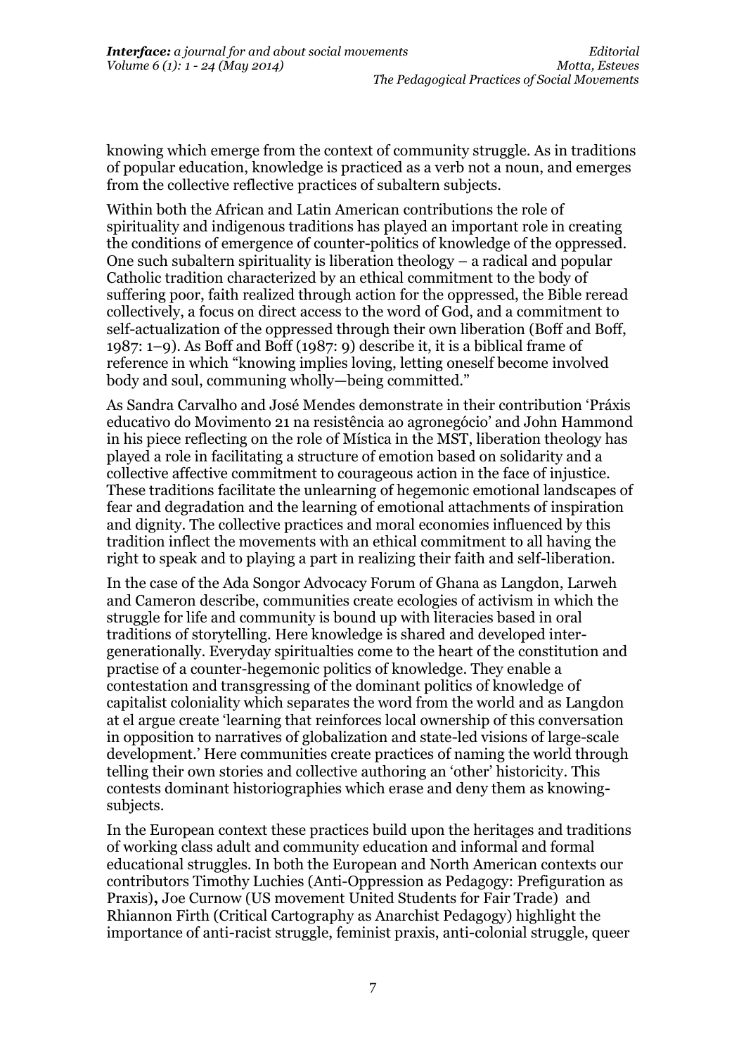knowing which emerge from the context of community struggle. As in traditions of popular education, knowledge is practiced as a verb not a noun, and emerges from the collective reflective practices of subaltern subjects.

Within both the African and Latin American contributions the role of spirituality and indigenous traditions has played an important role in creating the conditions of emergence of counter-politics of knowledge of the oppressed. One such subaltern spirituality is liberation theology – a radical and popular Catholic tradition characterized by an ethical commitment to the body of suffering poor, faith realized through action for the oppressed, the Bible reread collectively, a focus on direct access to the word of God, and a commitment to self-actualization of the oppressed through their own liberation (Boff and Boff, 1987: 1–9). As Boff and Boff (1987: 9) describe it, it is a biblical frame of reference in which "knowing implies loving, letting oneself become involved body and soul, communing wholly—being committed."

As Sandra Carvalho and José Mendes demonstrate in their contribution 'Práxis educativo do Movimento 21 na resistência ao agronegócio' and John Hammond in his piece reflecting on the role of Mística in the MST, liberation theology has played a role in facilitating a structure of emotion based on solidarity and a collective affective commitment to courageous action in the face of injustice. These traditions facilitate the unlearning of hegemonic emotional landscapes of fear and degradation and the learning of emotional attachments of inspiration and dignity. The collective practices and moral economies influenced by this tradition inflect the movements with an ethical commitment to all having the right to speak and to playing a part in realizing their faith and self-liberation.

In the case of the Ada Songor Advocacy Forum of Ghana as Langdon, Larweh and Cameron describe, communities create ecologies of activism in which the struggle for life and community is bound up with literacies based in oral traditions of storytelling. Here knowledge is shared and developed inter-generationally. Everyday spiritualties come to the heart of the constitution and practise of a counter-hegemonic politics of knowledge. They enable a contestation and transgressing of the dominant politics of knowledge of capitalist coloniality which separates the word from the world and as Langdon at el argue create 'learning that reinforces local ownership of this conversation in opposition to narratives of globalization and state-led visions of large-scale development.' Here communities create practices of naming the world through telling their own stories and collective authoring an 'other' historicity. This contests dominant historiographies which erase and deny them as knowing-subjects.

In the European context these practices build upon the heritages and traditions of working class adult and community education and informal and formal educational struggles. In both the European and North American contexts our contributors Timothy Luchies (Anti-Oppression as Pedagogy: Prefiguration as Praxis)**,** Joe Curnow (US movement United Students for Fair Trade) and Rhiannon Firth (Critical Cartography as Anarchist Pedagogy) highlight the importance of anti-racist struggle, feminist praxis, anti-colonial struggle, queer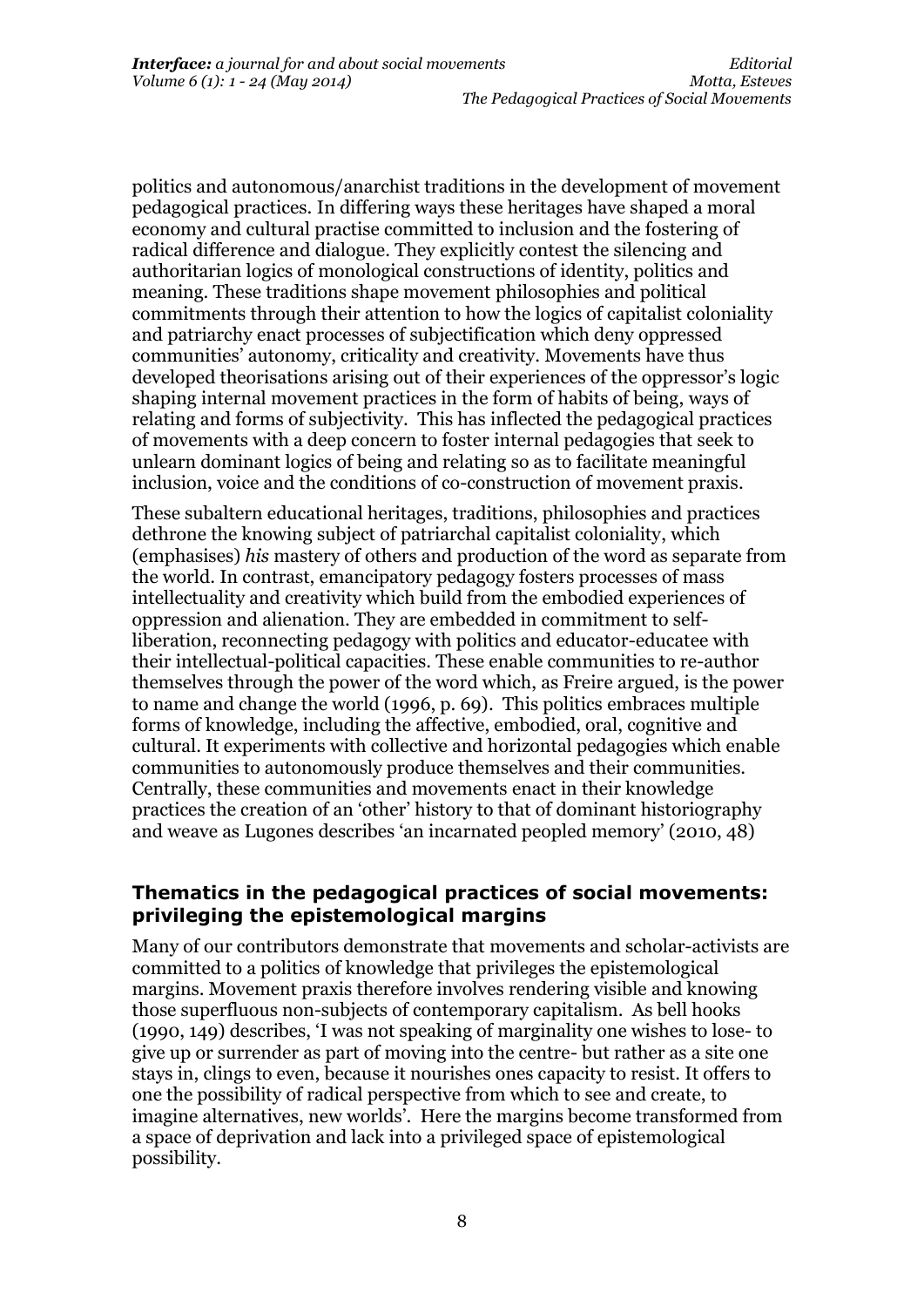politics and autonomous/anarchist traditions in the development of movement pedagogical practices. In differing ways these heritages have shaped a moral economy and cultural practise committed to inclusion and the fostering of radical difference and dialogue. They explicitly contest the silencing and authoritarian logics of monological constructions of identity, politics and meaning. These traditions shape movement philosophies and political commitments through their attention to how the logics of capitalist coloniality and patriarchy enact processes of subjectification which deny oppressed communities' autonomy, criticality and creativity. Movements have thus developed theorisations arising out of their experiences of the oppressor's logic shaping internal movement practices in the form of habits of being, ways of relating and forms of subjectivity. This has inflected the pedagogical practices of movements with a deep concern to foster internal pedagogies that seek to unlearn dominant logics of being and relating so as to facilitate meaningful inclusion, voice and the conditions of co-construction of movement praxis.

These subaltern educational heritages, traditions, philosophies and practices dethrone the knowing subject of patriarchal capitalist coloniality, which (emphasises) *his* mastery of others and production of the word as separate from the world. In contrast, emancipatory pedagogy fosters processes of mass intellectuality and creativity which build from the embodied experiences of oppression and alienation. They are embedded in commitment to self-liberation, reconnecting pedagogy with politics and educator-educatee with their intellectual-political capacities. These enable communities to re-author themselves through the power of the word which, as Freire argued, is the power to name and change the world (1996, p. 69). This politics embraces multiple forms of knowledge, including the affective, embodied, oral, cognitive and cultural. It experiments with collective and horizontal pedagogies which enable communities to autonomously produce themselves and their communities. Centrally, these communities and movements enact in their knowledge practices the creation of an 'other' history to that of dominant historiography and weave as Lugones describes 'an incarnated peopled memory' (2010, 48)

## Thematics in the pedagogical practices of social movements: privileging the epistemological margins

Many of our contributors demonstrate that movements and scholar-activists are committed to a politics of knowledge that privileges the epistemological margins. Movement praxis therefore involves rendering visible and knowing those superfluous non-subjects of contemporary capitalism. As bell hooks (1990, 149) describes, 'I was not speaking of marginality one wishes to lose- to give up or surrender as part of moving into the centre- but rather as a site one stays in, clings to even, because it nourishes ones capacity to resist. It offers to one the possibility of radical perspective from which to see and create, to imagine alternatives, new worlds'. Here the margins become transformed from a space of deprivation and lack into a privileged space of epistemological possibility.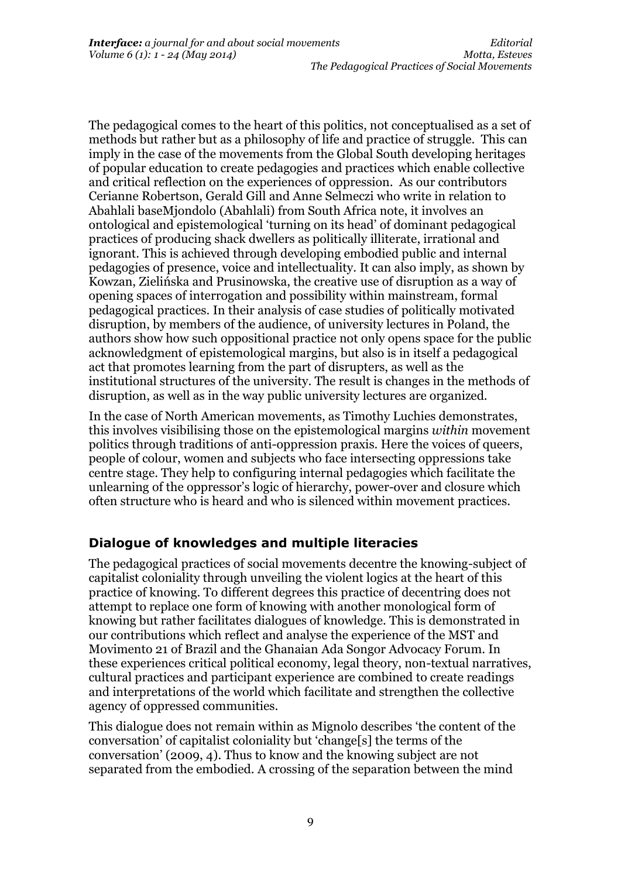The pedagogical comes to the heart of this politics, not conceptualised as a set of methods but rather but as a philosophy of life and practice of struggle. This can imply in the case of the movements from the Global South developing heritages of popular education to create pedagogies and practices which enable collective and critical reflection on the experiences of oppression. As our contributors Cerianne Robertson, Gerald Gill and Anne Selmeczi who write in relation to Abahlali baseMjondolo (Abahlali) from South Africa note, it involves an ontological and epistemological 'turning on its head' of dominant pedagogical practices of producing shack dwellers as politically illiterate, irrational and ignorant. This is achieved through developing embodied public and internal pedagogies of presence, voice and intellectuality. It can also imply, as shown by Kowzan, Zielińska and Prusinowska, the creative use of disruption as a way of opening spaces of interrogation and possibility within mainstream, formal pedagogical practices. In their analysis of case studies of politically motivated disruption, by members of the audience, of university lectures in Poland, the authors show how such oppositional practice not only opens space for the public acknowledgment of epistemological margins, but also is in itself a pedagogical act that promotes learning from the part of disrupters, as well as the institutional structures of the university. The result is changes in the methods of disruption, as well as in the way public university lectures are organized.

In the case of North American movements, as Timothy Luchies demonstrates, this involves visibilising those on the epistemological margins *within* movement politics through traditions of anti-oppression praxis. Here the voices of queers, people of colour, women and subjects who face intersecting oppressions take centre stage. They help to configuring internal pedagogies which facilitate the unlearning of the oppressor's logic of hierarchy, power-over and closure which often structure who is heard and who is silenced within movement practices.

### Dialogue of knowledges and multiple literacies

The pedagogical practices of social movements decentre the knowing-subject of capitalist coloniality through unveiling the violent logics at the heart of this practice of knowing. To different degrees this practice of decentring does not attempt to replace one form of knowing with another monological form of knowing but rather facilitates dialogues of knowledge. This is demonstrated in our contributions which reflect and analyse the experience of the MST and Movimento 21 of Brazil and the Ghanaian Ada Songor Advocacy Forum. In these experiences critical political economy, legal theory, non-textual narratives, cultural practices and participant experience are combined to create readings and interpretations of the world which facilitate and strengthen the collective agency of oppressed communities.

This dialogue does not remain within as Mignolo describes 'the content of the conversation' of capitalist coloniality but 'change[s] the terms of the conversation' (2009, 4). Thus to know and the knowing subject are not separated from the embodied. A crossing of the separation between the mind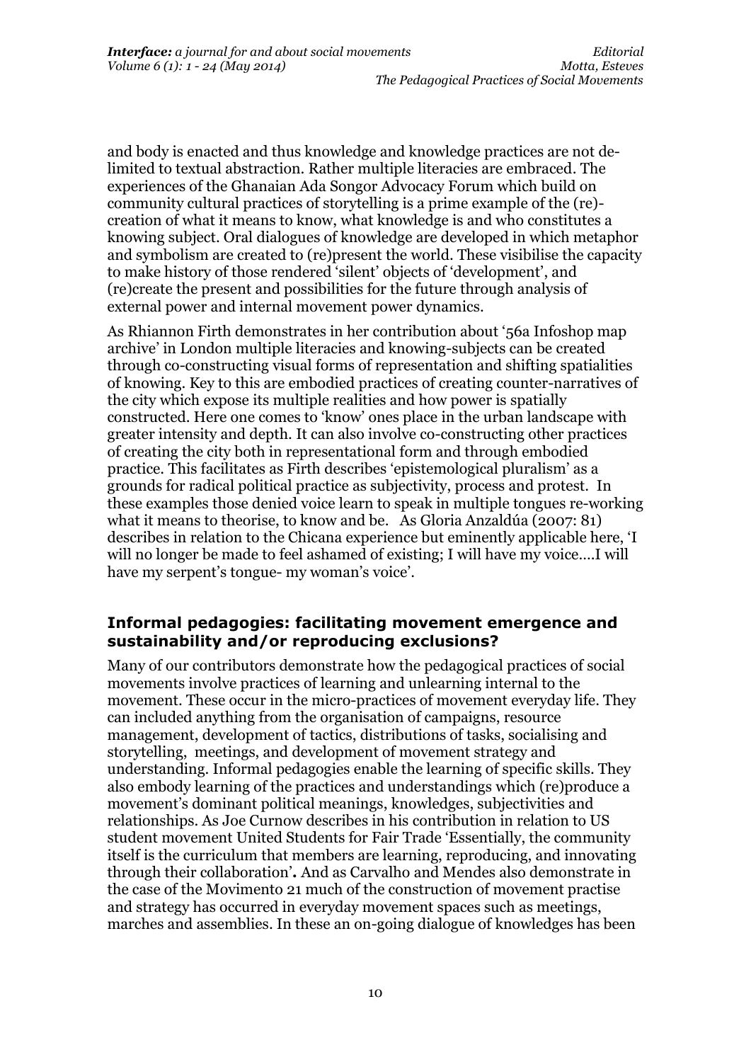and body is enacted and thus knowledge and knowledge practices are not de-limited to textual abstraction. Rather multiple literacies are embraced. The experiences of the Ghanaian Ada Songor Advocacy Forum which build on community cultural practices of storytelling is a prime example of the (re)-creation of what it means to know, what knowledge is and who constitutes a knowing subject. Oral dialogues of knowledge are developed in which metaphor and symbolism are created to (re)present the world. These visibilise the capacity to make history of those rendered 'silent' objects of 'development', and (re)create the present and possibilities for the future through analysis of external power and internal movement power dynamics.

As Rhiannon Firth demonstrates in her contribution about '56a Infoshop map archive' in London multiple literacies and knowing-subjects can be created through co-constructing visual forms of representation and shifting spatialities of knowing. Key to this are embodied practices of creating counter-narratives of the city which expose its multiple realities and how power is spatially constructed. Here one comes to 'know' ones place in the urban landscape with greater intensity and depth. It can also involve co-constructing other practices of creating the city both in representational form and through embodied practice. This facilitates as Firth describes 'epistemological pluralism' as a grounds for radical political practice as subjectivity, process and protest. In these examples those denied voice learn to speak in multiple tongues re-working what it means to theorise, to know and be. As Gloria Anzaldúa (2007: 81) describes in relation to the Chicana experience but eminently applicable here, 'I will no longer be made to feel ashamed of existing; I will have my voice….I will have my serpent's tongue- my woman's voice'.

### Informal pedagogies: facilitating movement emergence and sustainability and/or reproducing exclusions?

Many of our contributors demonstrate how the pedagogical practices of social movements involve practices of learning and unlearning internal to the movement. These occur in the micro-practices of movement everyday life. They can included anything from the organisation of campaigns, resource management, development of tactics, distributions of tasks, socialising and storytelling, meetings, and development of movement strategy and understanding. Informal pedagogies enable the learning of specific skills. They also embody learning of the practices and understandings which (re)produce a movement's dominant political meanings, knowledges, subjectivities and relationships. As Joe Curnow describes in his contribution in relation to US student movement United Students for Fair Trade 'Essentially, the community itself is the curriculum that members are learning, reproducing, and innovating through their collaboration'**.** And as Carvalho and Mendes also demonstrate in the case of the Movimento 21 much of the construction of movement practise and strategy has occurred in everyday movement spaces such as meetings, marches and assemblies. In these an on-going dialogue of knowledges has been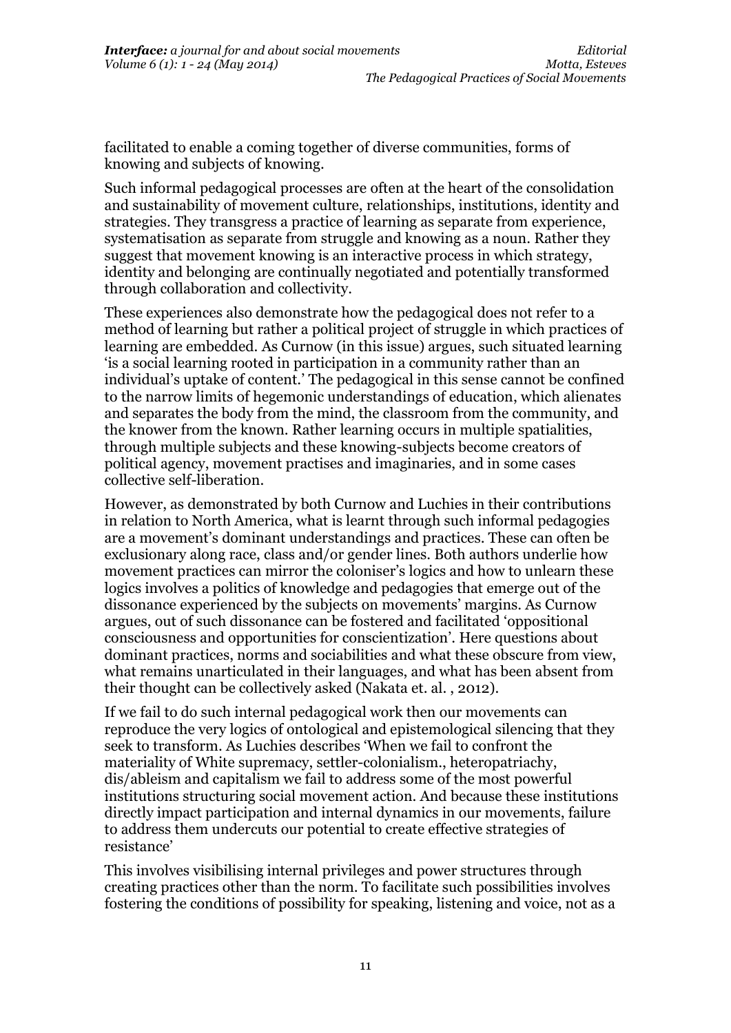facilitated to enable a coming together of diverse communities, forms of knowing and subjects of knowing.

Such informal pedagogical processes are often at the heart of the consolidation and sustainability of movement culture, relationships, institutions, identity and strategies. They transgress a practice of learning as separate from experience, systematisation as separate from struggle and knowing as a noun. Rather they suggest that movement knowing is an interactive process in which strategy, identity and belonging are continually negotiated and potentially transformed through collaboration and collectivity.

These experiences also demonstrate how the pedagogical does not refer to a method of learning but rather a political project of struggle in which practices of learning are embedded. As Curnow (in this issue) argues, such situated learning 'is a social learning rooted in participation in a community rather than an individual's uptake of content.' The pedagogical in this sense cannot be confined to the narrow limits of hegemonic understandings of education, which alienates and separates the body from the mind, the classroom from the community, and the knower from the known. Rather learning occurs in multiple spatialities, through multiple subjects and these knowing-subjects become creators of political agency, movement practises and imaginaries, and in some cases collective self-liberation.

However, as demonstrated by both Curnow and Luchies in their contributions in relation to North America, what is learnt through such informal pedagogies are a movement's dominant understandings and practices. These can often be exclusionary along race, class and/or gender lines. Both authors underlie how movement practices can mirror the coloniser's logics and how to unlearn these logics involves a politics of knowledge and pedagogies that emerge out of the dissonance experienced by the subjects on movements' margins. As Curnow argues, out of such dissonance can be fostered and facilitated 'oppositional consciousness and opportunities for conscientization'. Here questions about dominant practices, norms and sociabilities and what these obscure from view, what remains unarticulated in their languages, and what has been absent from their thought can be collectively asked (Nakata et. al. , 2012).

If we fail to do such internal pedagogical work then our movements can reproduce the very logics of ontological and epistemological silencing that they seek to transform. As Luchies describes 'When we fail to confront the materiality of White supremacy, settler-colonialism., heteropatriachy, dis/ableism and capitalism we fail to address some of the most powerful institutions structuring social movement action. And because these institutions directly impact participation and internal dynamics in our movements, failure to address them undercuts our potential to create effective strategies of resistance'

This involves visibilising internal privileges and power structures through creating practices other than the norm. To facilitate such possibilities involves fostering the conditions of possibility for speaking, listening and voice, not as a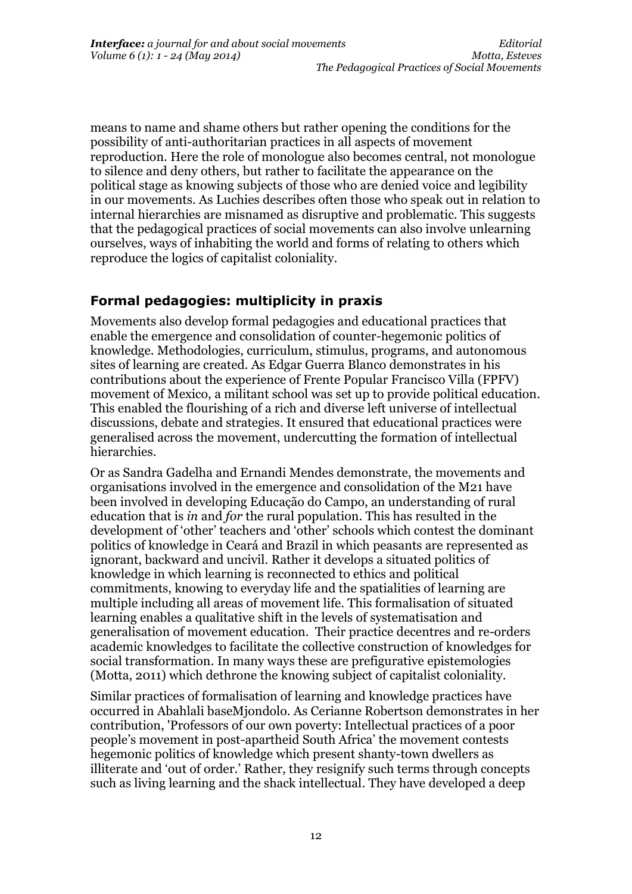means to name and shame others but rather opening the conditions for the possibility of anti-authoritarian practices in all aspects of movement reproduction. Here the role of monologue also becomes central, not monologue to silence and deny others, but rather to facilitate the appearance on the political stage as knowing subjects of those who are denied voice and legibility in our movements. As Luchies describes often those who speak out in relation to internal hierarchies are misnamed as disruptive and problematic. This suggests that the pedagogical practices of social movements can also involve unlearning ourselves, ways of inhabiting the world and forms of relating to others which reproduce the logics of capitalist coloniality.

## Formal pedagogies: multiplicity in praxis

Movements also develop formal pedagogies and educational practices that enable the emergence and consolidation of counter-hegemonic politics of knowledge. Methodologies, curriculum, stimulus, programs, and autonomous sites of learning are created. As Edgar Guerra Blanco demonstrates in his contributions about the experience of Frente Popular Francisco Villa (FPFV) movement of Mexico, a militant school was set up to provide political education. This enabled the flourishing of a rich and diverse left universe of intellectual discussions, debate and strategies. It ensured that educational practices were generalised across the movement, undercutting the formation of intellectual hierarchies.

Or as Sandra Gadelha and Ernandi Mendes demonstrate, the movements and organisations involved in the emergence and consolidation of the M21 have been involved in developing Educação do Campo, an understanding of rural education that is *in* and *for* the rural population. This has resulted in the development of 'other' teachers and 'other' schools which contest the dominant politics of knowledge in Ceará and Brazil in which peasants are represented as ignorant, backward and uncivil. Rather it develops a situated politics of knowledge in which learning is reconnected to ethics and political commitments, knowing to everyday life and the spatialities of learning are multiple including all areas of movement life. This formalisation of situated learning enables a qualitative shift in the levels of systematisation and generalisation of movement education. Their practice decentres and re-orders academic knowledges to facilitate the collective construction of knowledges for social transformation. In many ways these are prefigurative epistemologies (Motta, 2011) which dethrone the knowing subject of capitalist coloniality.

Similar practices of formalisation of learning and knowledge practices have occurred in Abahlali baseMjondolo. As Cerianne Robertson demonstrates in her contribution, 'Professors of our own poverty: Intellectual practices of a poor people's movement in post-apartheid South Africa' the movement contests hegemonic politics of knowledge which present shanty-town dwellers as illiterate and 'out of order.' Rather, they resignify such terms through concepts such as living learning and the shack intellectual. They have developed a deep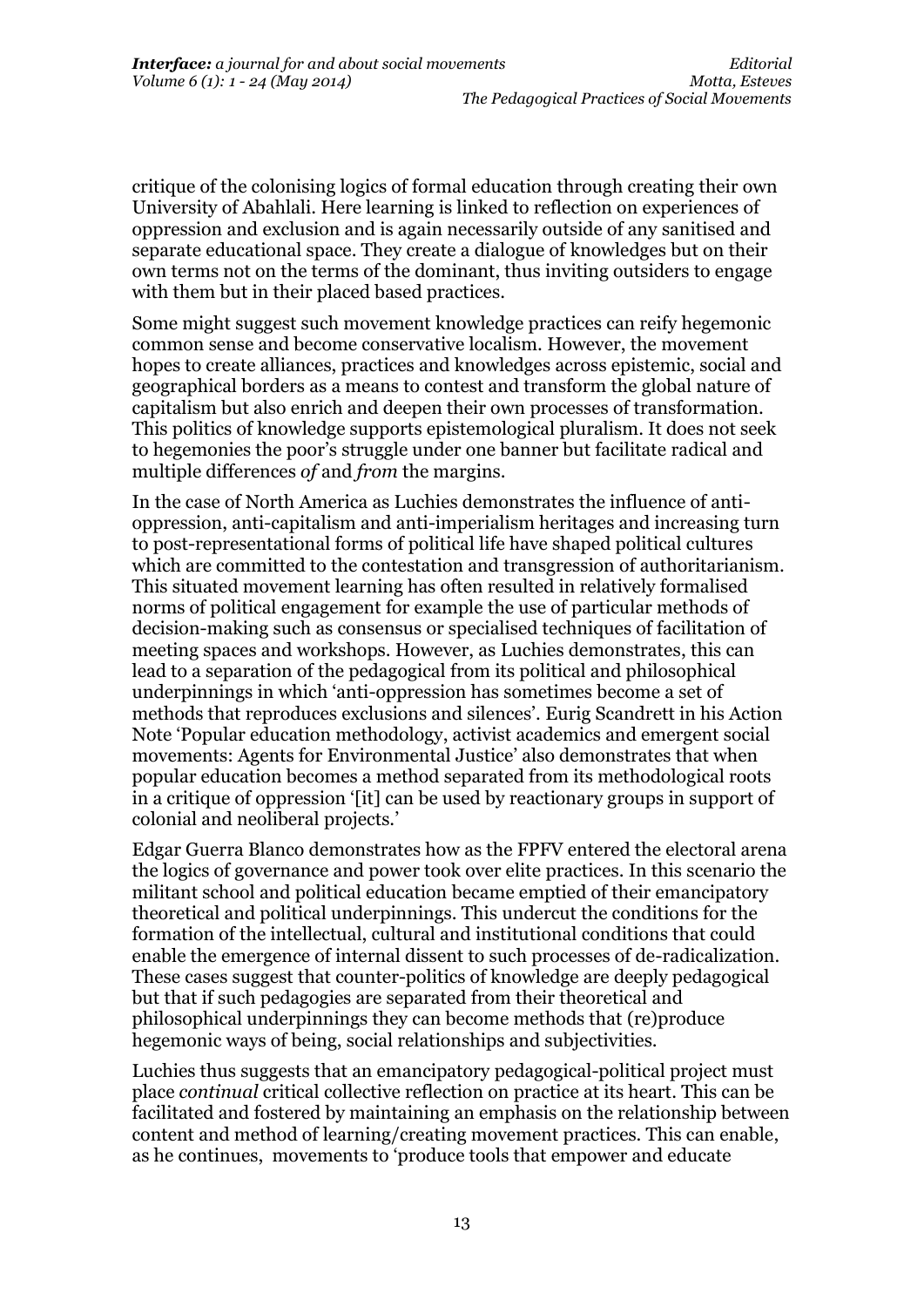critique of the colonising logics of formal education through creating their own University of Abahlali. Here learning is linked to reflection on experiences of oppression and exclusion and is again necessarily outside of any sanitised and separate educational space. They create a dialogue of knowledges but on their own terms not on the terms of the dominant, thus inviting outsiders to engage with them but in their placed based practices.

Some might suggest such movement knowledge practices can reify hegemonic common sense and become conservative localism. However, the movement hopes to create alliances, practices and knowledges across epistemic, social and geographical borders as a means to contest and transform the global nature of capitalism but also enrich and deepen their own processes of transformation. This politics of knowledge supports epistemological pluralism. It does not seek to hegemonies the poor's struggle under one banner but facilitate radical and multiple differences *of* and *from* the margins.

In the case of North America as Luchies demonstrates the influence of anti-oppression, anti-capitalism and anti-imperialism heritages and increasing turn to post-representational forms of political life have shaped political cultures which are committed to the contestation and transgression of authoritarianism. This situated movement learning has often resulted in relatively formalised norms of political engagement for example the use of particular methods of decision-making such as consensus or specialised techniques of facilitation of meeting spaces and workshops. However, as Luchies demonstrates, this can lead to a separation of the pedagogical from its political and philosophical underpinnings in which 'anti-oppression has sometimes become a set of methods that reproduces exclusions and silences'. Eurig Scandrett in his Action Note 'Popular education methodology, activist academics and emergent social movements: Agents for Environmental Justice' also demonstrates that when popular education becomes a method separated from its methodological roots in a critique of oppression '[it] can be used by reactionary groups in support of colonial and neoliberal projects.'

Edgar Guerra Blanco demonstrates how as the FPFV entered the electoral arena the logics of governance and power took over elite practices. In this scenario the militant school and political education became emptied of their emancipatory theoretical and political underpinnings. This undercut the conditions for the formation of the intellectual, cultural and institutional conditions that could enable the emergence of internal dissent to such processes of de-radicalization. These cases suggest that counter-politics of knowledge are deeply pedagogical but that if such pedagogies are separated from their theoretical and philosophical underpinnings they can become methods that (re)produce hegemonic ways of being, social relationships and subjectivities.

Luchies thus suggests that an emancipatory pedagogical-political project must place *continual* critical collective reflection on practice at its heart. This can be facilitated and fostered by maintaining an emphasis on the relationship between content and method of learning/creating movement practices. This can enable, as he continues, movements to 'produce tools that empower and educate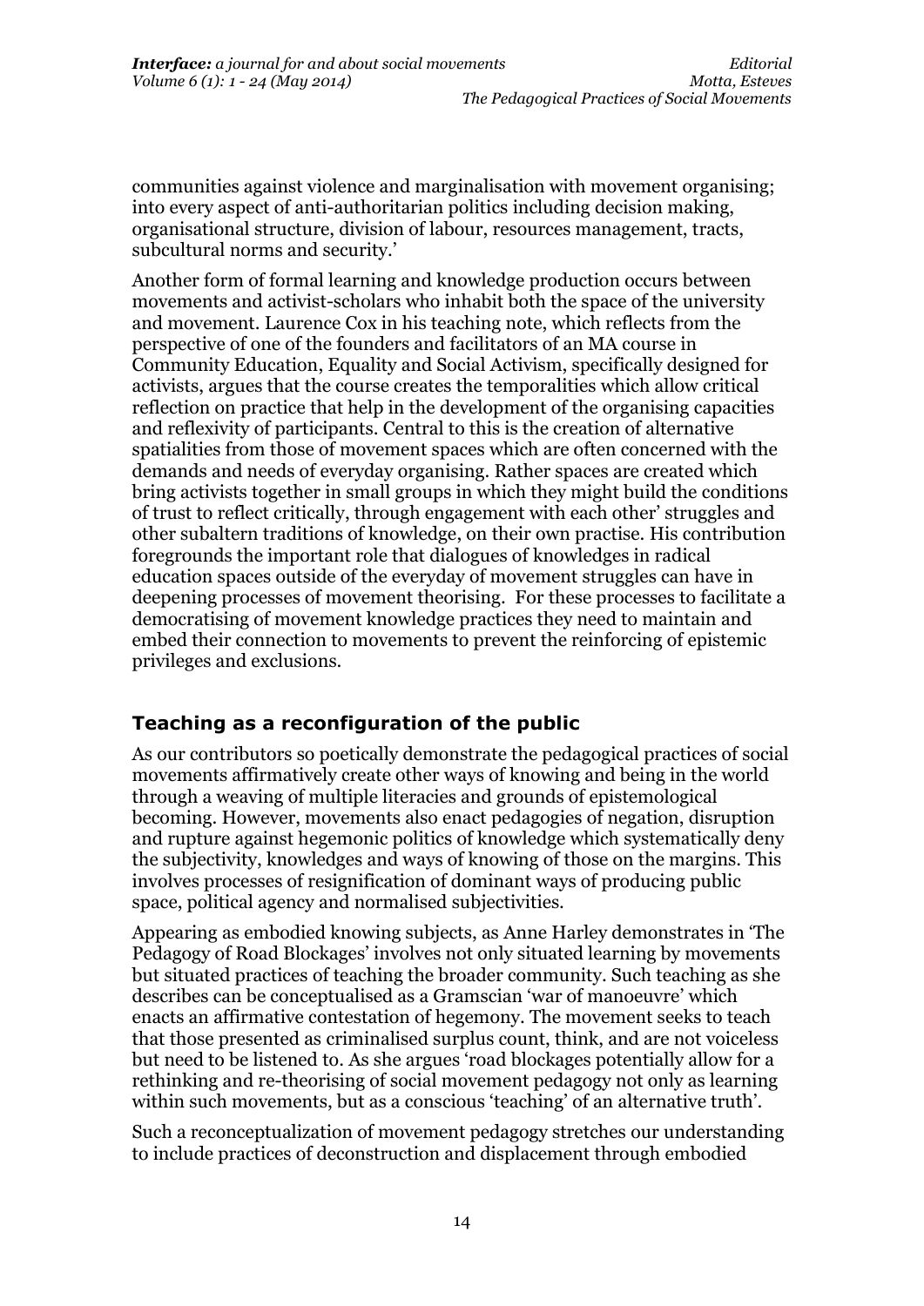communities against violence and marginalisation with movement organising; into every aspect of anti-authoritarian politics including decision making, organisational structure, division of labour, resources management, tracts, subcultural norms and security.'

Another form of formal learning and knowledge production occurs between movements and activist-scholars who inhabit both the space of the university and movement. Laurence Cox in his teaching note, which reflects from the perspective of one of the founders and facilitators of an MA course in Community Education, Equality and Social Activism, specifically designed for activists, argues that the course creates the temporalities which allow critical reflection on practice that help in the development of the organising capacities and reflexivity of participants. Central to this is the creation of alternative spatialities from those of movement spaces which are often concerned with the demands and needs of everyday organising. Rather spaces are created which bring activists together in small groups in which they might build the conditions of trust to reflect critically, through engagement with each other' struggles and other subaltern traditions of knowledge, on their own practise. His contribution foregrounds the important role that dialogues of knowledges in radical education spaces outside of the everyday of movement struggles can have in deepening processes of movement theorising. For these processes to facilitate a democratising of movement knowledge practices they need to maintain and embed their connection to movements to prevent the reinforcing of epistemic privileges and exclusions.

## Teaching as a reconfiguration of the public

As our contributors so poetically demonstrate the pedagogical practices of social movements affirmatively create other ways of knowing and being in the world through a weaving of multiple literacies and grounds of epistemological becoming. However, movements also enact pedagogies of negation, disruption and rupture against hegemonic politics of knowledge which systematically deny the subjectivity, knowledges and ways of knowing of those on the margins. This involves processes of resignification of dominant ways of producing public space, political agency and normalised subjectivities.

Appearing as embodied knowing subjects, as Anne Harley demonstrates in 'The Pedagogy of Road Blockages' involves not only situated learning by movements but situated practices of teaching the broader community. Such teaching as she describes can be conceptualised as a Gramscian 'war of manoeuvre' which enacts an affirmative contestation of hegemony. The movement seeks to teach that those presented as criminalised surplus count, think, and are not voiceless but need to be listened to. As she argues 'road blockages potentially allow for a rethinking and re-theorising of social movement pedagogy not only as learning within such movements, but as a conscious 'teaching' of an alternative truth'.

Such a reconceptualization of movement pedagogy stretches our understanding to include practices of deconstruction and displacement through embodied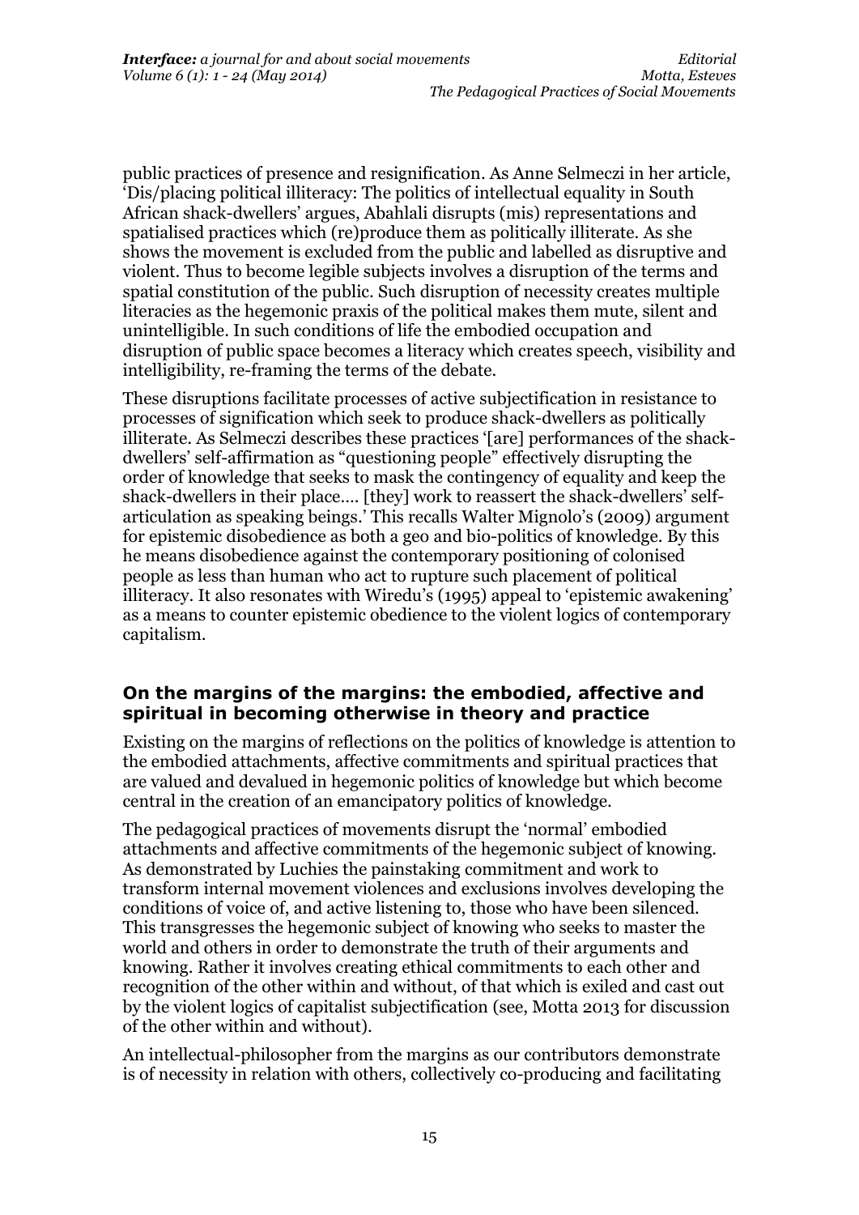public practices of presence and resignification. As Anne Selmeczi in her article, 'Dis/placing political illiteracy: The politics of intellectual equality in South African shack-dwellers' argues, Abahlali disrupts (mis) representations and spatialised practices which (re)produce them as politically illiterate. As she shows the movement is excluded from the public and labelled as disruptive and violent. Thus to become legible subjects involves a disruption of the terms and spatial constitution of the public. Such disruption of necessity creates multiple literacies as the hegemonic praxis of the political makes them mute, silent and unintelligible. In such conditions of life the embodied occupation and disruption of public space becomes a literacy which creates speech, visibility and intelligibility, re-framing the terms of the debate.

These disruptions facilitate processes of active subjectification in resistance to processes of signification which seek to produce shack-dwellers as politically illiterate. As Selmeczi describes these practices '[are] performances of the shack-dwellers' self-affirmation as "questioning people" effectively disrupting the order of knowledge that seeks to mask the contingency of equality and keep the shack-dwellers in their place…. [they] work to reassert the shack-dwellers' self-articulation as speaking beings.' This recalls Walter Mignolo's (2009) argument for epistemic disobedience as both a geo and bio-politics of knowledge. By this he means disobedience against the contemporary positioning of colonised people as less than human who act to rupture such placement of political illiteracy. It also resonates with Wiredu's (1995) appeal to 'epistemic awakening' as a means to counter epistemic obedience to the violent logics of contemporary capitalism.

## On the margins of the margins: the embodied, affective and spiritual in becoming otherwise in theory and practice

Existing on the margins of reflections on the politics of knowledge is attention to the embodied attachments, affective commitments and spiritual practices that are valued and devalued in hegemonic politics of knowledge but which become central in the creation of an emancipatory politics of knowledge.

The pedagogical practices of movements disrupt the 'normal' embodied attachments and affective commitments of the hegemonic subject of knowing. As demonstrated by Luchies the painstaking commitment and work to transform internal movement violences and exclusions involves developing the conditions of voice of, and active listening to, those who have been silenced. This transgresses the hegemonic subject of knowing who seeks to master the world and others in order to demonstrate the truth of their arguments and knowing. Rather it involves creating ethical commitments to each other and recognition of the other within and without, of that which is exiled and cast out by the violent logics of capitalist subjectification (see, Motta 2013 for discussion of the other within and without).

An intellectual-philosopher from the margins as our contributors demonstrate is of necessity in relation with others, collectively co-producing and facilitating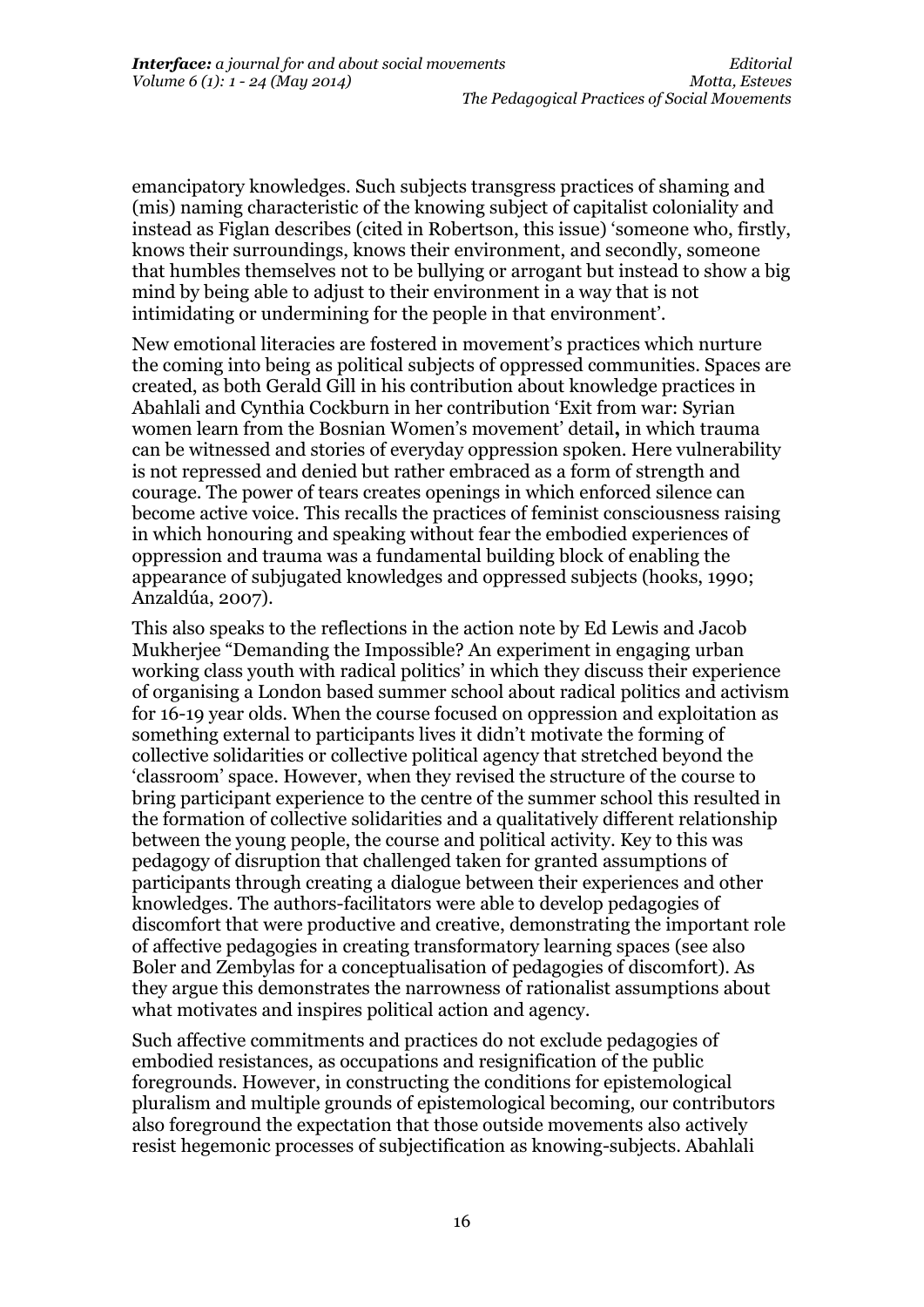emancipatory knowledges. Such subjects transgress practices of shaming and (mis) naming characteristic of the knowing subject of capitalist coloniality and instead as Figlan describes (cited in Robertson, this issue) 'someone who, firstly, knows their surroundings, knows their environment, and secondly, someone that humbles themselves not to be bullying or arrogant but instead to show a big mind by being able to adjust to their environment in a way that is not intimidating or undermining for the people in that environment'.

New emotional literacies are fostered in movement's practices which nurture the coming into being as political subjects of oppressed communities. Spaces are created, as both Gerald Gill in his contribution about knowledge practices in Abahlali and Cynthia Cockburn in her contribution 'Exit from war: Syrian women learn from the Bosnian Women's movement' detail**,** in which trauma can be witnessed and stories of everyday oppression spoken. Here vulnerability is not repressed and denied but rather embraced as a form of strength and courage. The power of tears creates openings in which enforced silence can become active voice. This recalls the practices of feminist consciousness raising in which honouring and speaking without fear the embodied experiences of oppression and trauma was a fundamental building block of enabling the appearance of subjugated knowledges and oppressed subjects (hooks, 1990; Anzaldúa, 2007).

This also speaks to the reflections in the action note by Ed Lewis and Jacob Mukherjee "Demanding the Impossible? An experiment in engaging urban working class youth with radical politics' in which they discuss their experience of organising a London based summer school about radical politics and activism for 16-19 year olds. When the course focused on oppression and exploitation as something external to participants lives it didn't motivate the forming of collective solidarities or collective political agency that stretched beyond the 'classroom' space. However, when they revised the structure of the course to bring participant experience to the centre of the summer school this resulted in the formation of collective solidarities and a qualitatively different relationship between the young people, the course and political activity. Key to this was pedagogy of disruption that challenged taken for granted assumptions of participants through creating a dialogue between their experiences and other knowledges. The authors-facilitators were able to develop pedagogies of discomfort that were productive and creative, demonstrating the important role of affective pedagogies in creating transformatory learning spaces (see also Boler and Zembylas for a conceptualisation of pedagogies of discomfort). As they argue this demonstrates the narrowness of rationalist assumptions about what motivates and inspires political action and agency.

Such affective commitments and practices do not exclude pedagogies of embodied resistances, as occupations and resignification of the public foregrounds. However, in constructing the conditions for epistemological pluralism and multiple grounds of epistemological becoming, our contributors also foreground the expectation that those outside movements also actively resist hegemonic processes of subjectification as knowing-subjects. Abahlali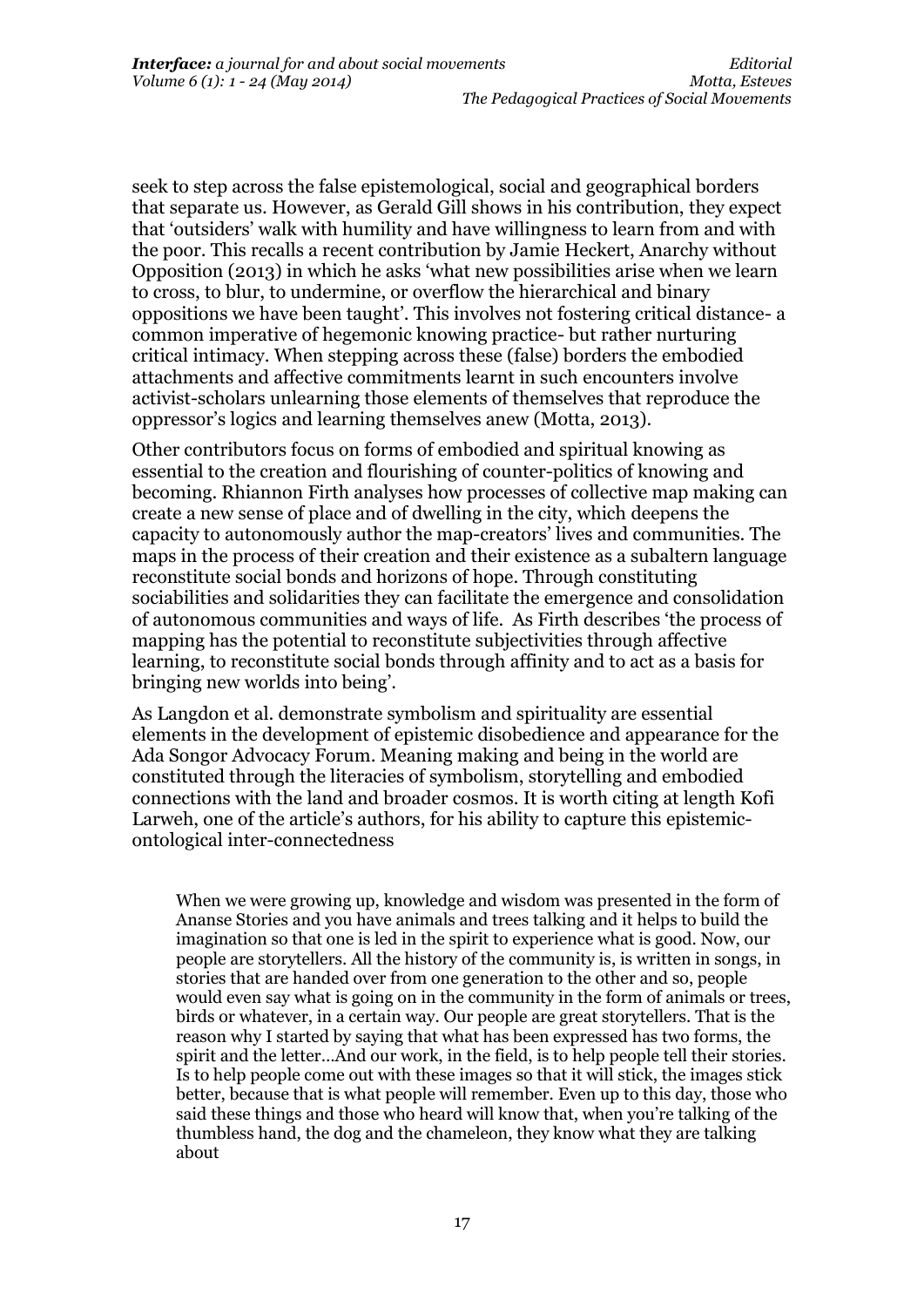seek to step across the false epistemological, social and geographical borders that separate us. However, as Gerald Gill shows in his contribution, they expect that 'outsiders' walk with humility and have willingness to learn from and with the poor. This recalls a recent contribution by Jamie Heckert, Anarchy without Opposition (2013) in which he asks 'what new possibilities arise when we learn to cross, to blur, to undermine, or overflow the hierarchical and binary oppositions we have been taught'. This involves not fostering critical distance- a common imperative of hegemonic knowing practice- but rather nurturing critical intimacy. When stepping across these (false) borders the embodied attachments and affective commitments learnt in such encounters involve activist-scholars unlearning those elements of themselves that reproduce the oppressor's logics and learning themselves anew (Motta, 2013).

Other contributors focus on forms of embodied and spiritual knowing as essential to the creation and flourishing of counter-politics of knowing and becoming. Rhiannon Firth analyses how processes of collective map making can create a new sense of place and of dwelling in the city, which deepens the capacity to autonomously author the map-creators' lives and communities. The maps in the process of their creation and their existence as a subaltern language reconstitute social bonds and horizons of hope. Through constituting sociabilities and solidarities they can facilitate the emergence and consolidation of autonomous communities and ways of life. As Firth describes 'the process of mapping has the potential to reconstitute subjectivities through affective learning, to reconstitute social bonds through affinity and to act as a basis for bringing new worlds into being'.

As Langdon et al. demonstrate symbolism and spirituality are essential elements in the development of epistemic disobedience and appearance for the Ada Songor Advocacy Forum. Meaning making and being in the world are constituted through the literacies of symbolism, storytelling and embodied connections with the land and broader cosmos. It is worth citing at length Kofi Larweh, one of the article's authors, for his ability to capture this epistemic-ontological inter-connectedness

> When we were growing up, knowledge and wisdom was presented in the form of Ananse Stories and you have animals and trees talking and it helps to build the imagination so that one is led in the spirit to experience what is good. Now, our people are storytellers. All the history of the community is, is written in songs, in stories that are handed over from one generation to the other and so, people would even say what is going on in the community in the form of animals or trees, birds or whatever, in a certain way. Our people are great storytellers. That is the reason why I started by saying that what has been expressed has two forms, the spirit and the letter…And our work, in the field, is to help people tell their stories. Is to help people come out with these images so that it will stick, the images stick better, because that is what people will remember. Even up to this day, those who said these things and those who heard will know that, when you're talking of the thumbless hand, the dog and the chameleon, they know what they are talking about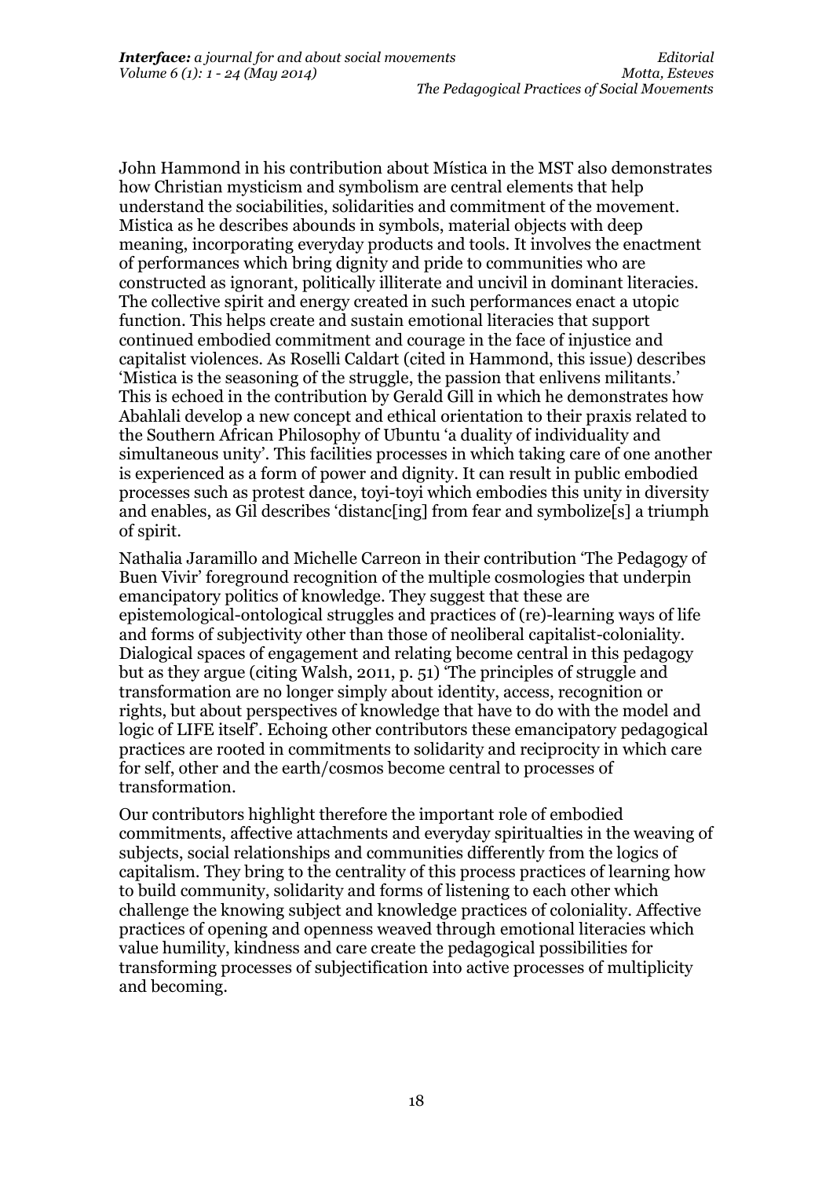John Hammond in his contribution about Mística in the MST also demonstrates how Christian mysticism and symbolism are central elements that help understand the sociabilities, solidarities and commitment of the movement. Mistica as he describes abounds in symbols, material objects with deep meaning, incorporating everyday products and tools. It involves the enactment of performances which bring dignity and pride to communities who are constructed as ignorant, politically illiterate and uncivil in dominant literacies. The collective spirit and energy created in such performances enact a utopic function. This helps create and sustain emotional literacies that support continued embodied commitment and courage in the face of injustice and capitalist violences. As Roselli Caldart (cited in Hammond, this issue) describes 'Mistica is the seasoning of the struggle, the passion that enlivens militants.' This is echoed in the contribution by Gerald Gill in which he demonstrates how Abahlali develop a new concept and ethical orientation to their praxis related to the Southern African Philosophy of Ubuntu 'a duality of individuality and simultaneous unity'. This facilities processes in which taking care of one another is experienced as a form of power and dignity. It can result in public embodied processes such as protest dance, toyi-toyi which embodies this unity in diversity and enables, as Gil describes 'distanc[ing] from fear and symbolize[s] a triumph of spirit.

Nathalia Jaramillo and Michelle Carreon in their contribution 'The Pedagogy of Buen Vivir' foreground recognition of the multiple cosmologies that underpin emancipatory politics of knowledge. They suggest that these are epistemological-ontological struggles and practices of (re)-learning ways of life and forms of subjectivity other than those of neoliberal capitalist-coloniality. Dialogical spaces of engagement and relating become central in this pedagogy but as they argue (citing Walsh, 2011, p. 51) 'The principles of struggle and transformation are no longer simply about identity, access, recognition or rights, but about perspectives of knowledge that have to do with the model and logic of LIFE itself'. Echoing other contributors these emancipatory pedagogical practices are rooted in commitments to solidarity and reciprocity in which care for self, other and the earth/cosmos become central to processes of transformation.

Our contributors highlight therefore the important role of embodied commitments, affective attachments and everyday spiritualties in the weaving of subjects, social relationships and communities differently from the logics of capitalism. They bring to the centrality of this process practices of learning how to build community, solidarity and forms of listening to each other which challenge the knowing subject and knowledge practices of coloniality. Affective practices of opening and openness weaved through emotional literacies which value humility, kindness and care create the pedagogical possibilities for transforming processes of subjectification into active processes of multiplicity and becoming.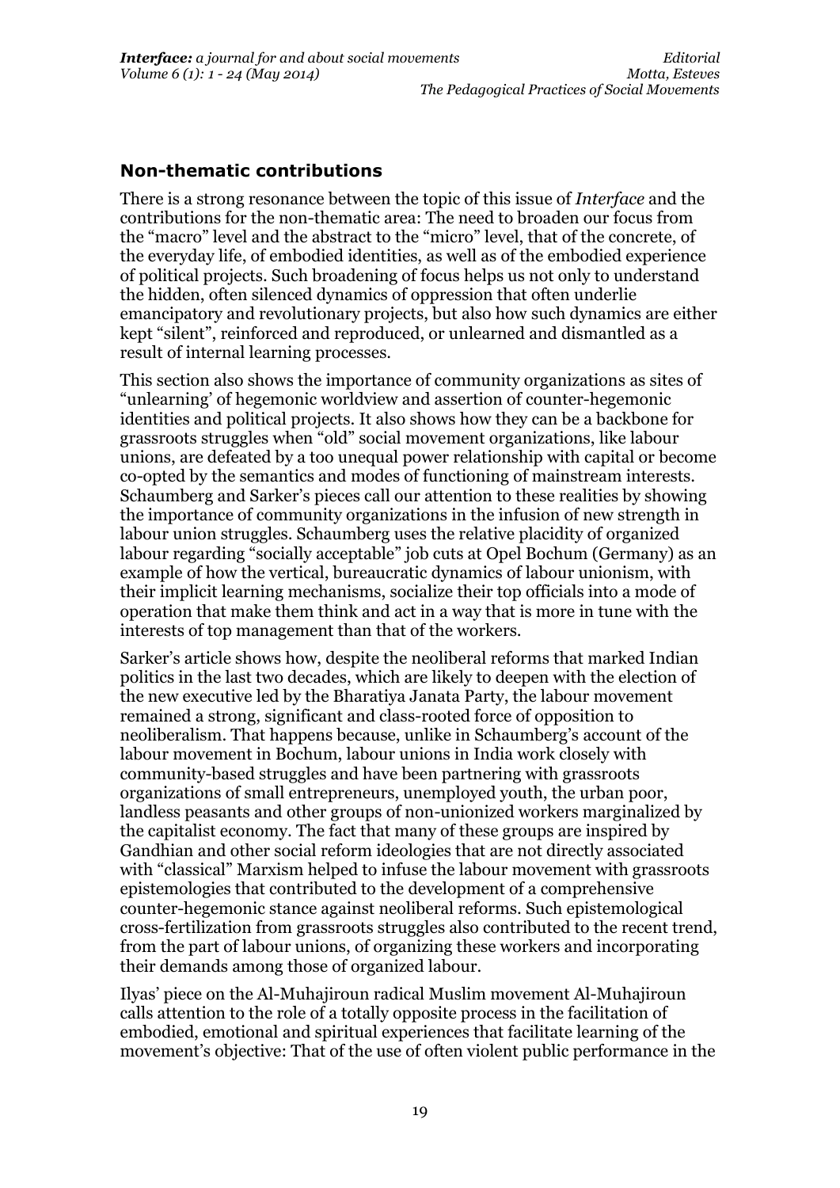## Non-thematic contributions

There is a strong resonance between the topic of this issue of *Interface* and the contributions for the non-thematic area: The need to broaden our focus from the "macro" level and the abstract to the "micro" level, that of the concrete, of the everyday life, of embodied identities, as well as of the embodied experience of political projects. Such broadening of focus helps us not only to understand the hidden, often silenced dynamics of oppression that often underlie emancipatory and revolutionary projects, but also how such dynamics are either kept "silent", reinforced and reproduced, or unlearned and dismantled as a result of internal learning processes.

This section also shows the importance of community organizations as sites of "unlearning' of hegemonic worldview and assertion of counter-hegemonic identities and political projects. It also shows how they can be a backbone for grassroots struggles when "old" social movement organizations, like labour unions, are defeated by a too unequal power relationship with capital or become co-opted by the semantics and modes of functioning of mainstream interests. Schaumberg and Sarker's pieces call our attention to these realities by showing the importance of community organizations in the infusion of new strength in labour union struggles. Schaumberg uses the relative placidity of organized labour regarding "socially acceptable" job cuts at Opel Bochum (Germany) as an example of how the vertical, bureaucratic dynamics of labour unionism, with their implicit learning mechanisms, socialize their top officials into a mode of operation that make them think and act in a way that is more in tune with the interests of top management than that of the workers.

Sarker's article shows how, despite the neoliberal reforms that marked Indian politics in the last two decades, which are likely to deepen with the election of the new executive led by the Bharatiya Janata Party, the labour movement remained a strong, significant and class-rooted force of opposition to neoliberalism. That happens because, unlike in Schaumberg's account of the labour movement in Bochum, labour unions in India work closely with community-based struggles and have been partnering with grassroots organizations of small entrepreneurs, unemployed youth, the urban poor, landless peasants and other groups of non-unionized workers marginalized by the capitalist economy. The fact that many of these groups are inspired by Gandhian and other social reform ideologies that are not directly associated with "classical" Marxism helped to infuse the labour movement with grassroots epistemologies that contributed to the development of a comprehensive counter-hegemonic stance against neoliberal reforms. Such epistemological cross-fertilization from grassroots struggles also contributed to the recent trend, from the part of labour unions, of organizing these workers and incorporating their demands among those of organized labour.

Ilyas' piece on the Al-Muhajiroun radical Muslim movement Al-Muhajiroun calls attention to the role of a totally opposite process in the facilitation of embodied, emotional and spiritual experiences that facilitate learning of the movement's objective: That of the use of often violent public performance in the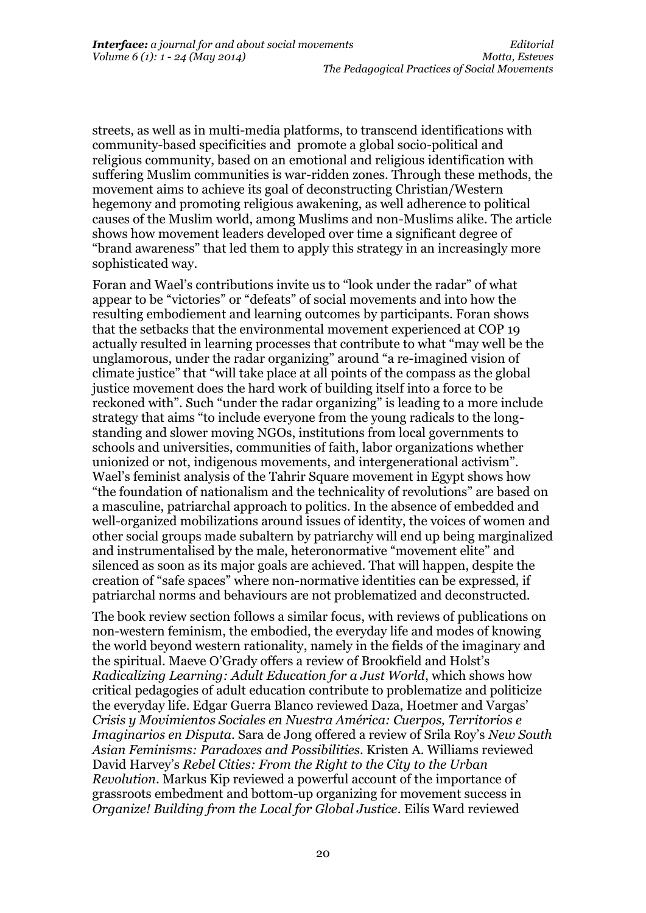streets, as well as in multi-media platforms, to transcend identifications with community-based specificities and promote a global socio-political and religious community, based on an emotional and religious identification with suffering Muslim communities is war-ridden zones. Through these methods, the movement aims to achieve its goal of deconstructing Christian/Western hegemony and promoting religious awakening, as well adherence to political causes of the Muslim world, among Muslims and non-Muslims alike. The article shows how movement leaders developed over time a significant degree of "brand awareness" that led them to apply this strategy in an increasingly more sophisticated way.

Foran and Wael's contributions invite us to "look under the radar" of what appear to be "victories" or "defeats" of social movements and into how the resulting embodiement and learning outcomes by participants. Foran shows that the setbacks that the environmental movement experienced at COP 19 actually resulted in learning processes that contribute to what "may well be the unglamorous, under the radar organizing" around "a re-imagined vision of climate justice" that "will take place at all points of the compass as the global justice movement does the hard work of building itself into a force to be reckoned with". Such "under the radar organizing" is leading to a more include strategy that aims "to include everyone from the young radicals to the long-standing and slower moving NGOs, institutions from local governments to schools and universities, communities of faith, labor organizations whether unionized or not, indigenous movements, and intergenerational activism". Wael's feminist analysis of the Tahrir Square movement in Egypt shows how "the foundation of nationalism and the technicality of revolutions" are based on a masculine, patriarchal approach to politics. In the absence of embedded and well-organized mobilizations around issues of identity, the voices of women and other social groups made subaltern by patriarchy will end up being marginalized and instrumentalised by the male, heteronormative "movement elite" and silenced as soon as its major goals are achieved. That will happen, despite the creation of "safe spaces" where non-normative identities can be expressed, if patriarchal norms and behaviours are not problematized and deconstructed.

The book review section follows a similar focus, with reviews of publications on non-western feminism, the embodied, the everyday life and modes of knowing the world beyond western rationality, namely in the fields of the imaginary and the spiritual. Maeve O'Grady offers a review of Brookfield and Holst's *Radicalizing Learning: Adult Education for a Just World*, which shows how critical pedagogies of adult education contribute to problematize and politicize the everyday life. Edgar Guerra Blanco reviewed Daza, Hoetmer and Vargas' *Crisis y Movimientos Sociales en Nuestra América: Cuerpos, Territorios e Imaginarios en Disputa*. Sara de Jong offered a review of Srila Roy's *New South Asian Feminisms: Paradoxes and Possibilities*. Kristen A. Williams reviewed David Harvey's *Rebel Cities: From the Right to the City to the Urban Revolution*. Markus Kip reviewed a powerful account of the importance of grassroots embedment and bottom-up organizing for movement success in *Organize! Building from the Local for Global Justice*. Eilís Ward reviewed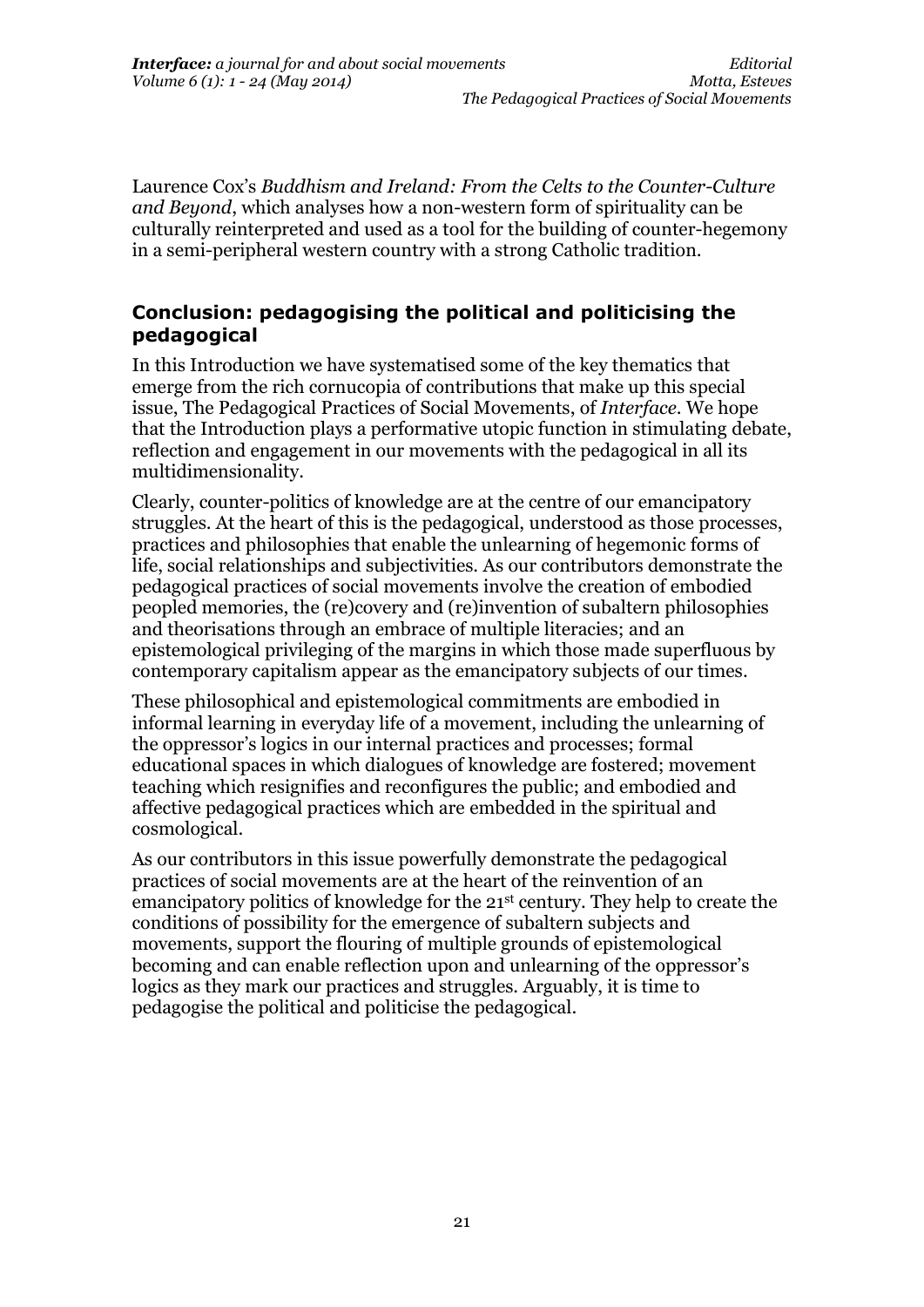Laurence Cox's *Buddhism and Ireland: From the Celts to the Counter-Culture and Beyond*, which analyses how a non-western form of spirituality can be culturally reinterpreted and used as a tool for the building of counter-hegemony in a semi-peripheral western country with a strong Catholic tradition.

## Conclusion: pedagogising the political and politicising the pedagogical

In this Introduction we have systematised some of the key thematics that emerge from the rich cornucopia of contributions that make up this special issue, The Pedagogical Practices of Social Movements, of *Interface*. We hope that the Introduction plays a performative utopic function in stimulating debate, reflection and engagement in our movements with the pedagogical in all its multidimensionality.

Clearly, counter-politics of knowledge are at the centre of our emancipatory struggles. At the heart of this is the pedagogical, understood as those processes, practices and philosophies that enable the unlearning of hegemonic forms of life, social relationships and subjectivities. As our contributors demonstrate the pedagogical practices of social movements involve the creation of embodied peopled memories, the (re)covery and (re)invention of subaltern philosophies and theorisations through an embrace of multiple literacies; and an epistemological privileging of the margins in which those made superfluous by contemporary capitalism appear as the emancipatory subjects of our times.

These philosophical and epistemological commitments are embodied in informal learning in everyday life of a movement, including the unlearning of the oppressor's logics in our internal practices and processes; formal educational spaces in which dialogues of knowledge are fostered; movement teaching which resignifies and reconfigures the public; and embodied and affective pedagogical practices which are embedded in the spiritual and cosmological.

As our contributors in this issue powerfully demonstrate the pedagogical practices of social movements are at the heart of the reinvention of an emancipatory politics of knowledge for the 21st century. They help to create the conditions of possibility for the emergence of subaltern subjects and movements, support the flouring of multiple grounds of epistemological becoming and can enable reflection upon and unlearning of the oppressor's logics as they mark our practices and struggles. Arguably, it is time to pedagogise the political and politicise the pedagogical.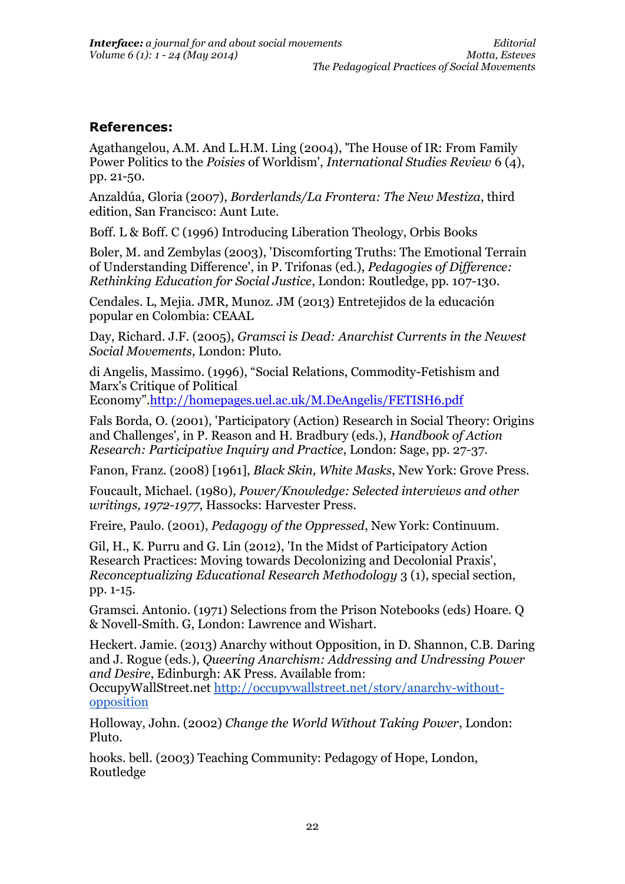## References:

Agathangelou, A.M. And L.H.M. Ling (2004), 'The House of IR: From Family Power Politics to the *Poisies* of Worldism', *International Studies Review* 6 (4), pp. 21-50.

Anzaldúa, Gloria (2007), *Borderlands/La Frontera: The New Mestiza*, third edition, San Francisco: Aunt Lute.

Boff. L & Boff. C (1996) Introducing Liberation Theology, Orbis Books

Boler, M. and Zembylas (2003), 'Discomforting Truths: The Emotional Terrain of Understanding Difference', in P. Trifonas (ed.), *Pedagogies of Difference: Rethinking Education for Social Justice*, London: Routledge, pp. 107-130.

Cendales. L, Mejia. JMR, Munoz. JM (2013) Entretejidos de la educación popular en Colombia: CEAAL

Day, Richard. J.F. (2005), *Gramsci is Dead: Anarchist Currents in the Newest Social Movements*, London: Pluto.

di Angelis, Massimo. (1996), "Social Relations, Commodity-Fetishism and Marx's Critique of Political Economy".http://homepages.uel.ac.uk/M.DeAngelis/FETISH6.pdf

Fals Borda, O. (2001), 'Participatory (Action) Research in Social Theory: Origins and Challenges', in P. Reason and H. Bradbury (eds.), *Handbook of Action Research: Participative Inquiry and Practice*, London: Sage, pp. 27-37.

Fanon, Franz. (2008) [1961], *Black Skin, White Masks*, New York: Grove Press.

Foucault, Michael. (1980), *Power/Knowledge: Selected interviews and other writings, 1972-1977*, Hassocks: Harvester Press.

Freire, Paulo. (2001), *Pedagogy of the Oppressed*, New York: Continuum.

Gil, H., K. Purru and G. Lin (2012), 'In the Midst of Participatory Action Research Practices: Moving towards Decolonizing and Decolonial Praxis', *Reconceptualizing Educational Research Methodology* 3 (1), special section, pp. 1-15.

Gramsci. Antonio. (1971) Selections from the Prison Notebooks (eds) Hoare. Q & Novell-Smith. G, London: Lawrence and Wishart.

Heckert. Jamie. (2013) Anarchy without Opposition, in D. Shannon, C.B. Daring and J. Rogue (eds.), *Queering Anarchism: Addressing and Undressing Power and Desire*, Edinburgh: AK Press. Available from: OccupyWallStreet.net http://occupywallstreet.net/story/anarchy-without-opposition

Holloway, John. (2002) *Change the World Without Taking Power*, London: Pluto.

hooks. bell. (2003) Teaching Community: Pedagogy of Hope, London, Routledge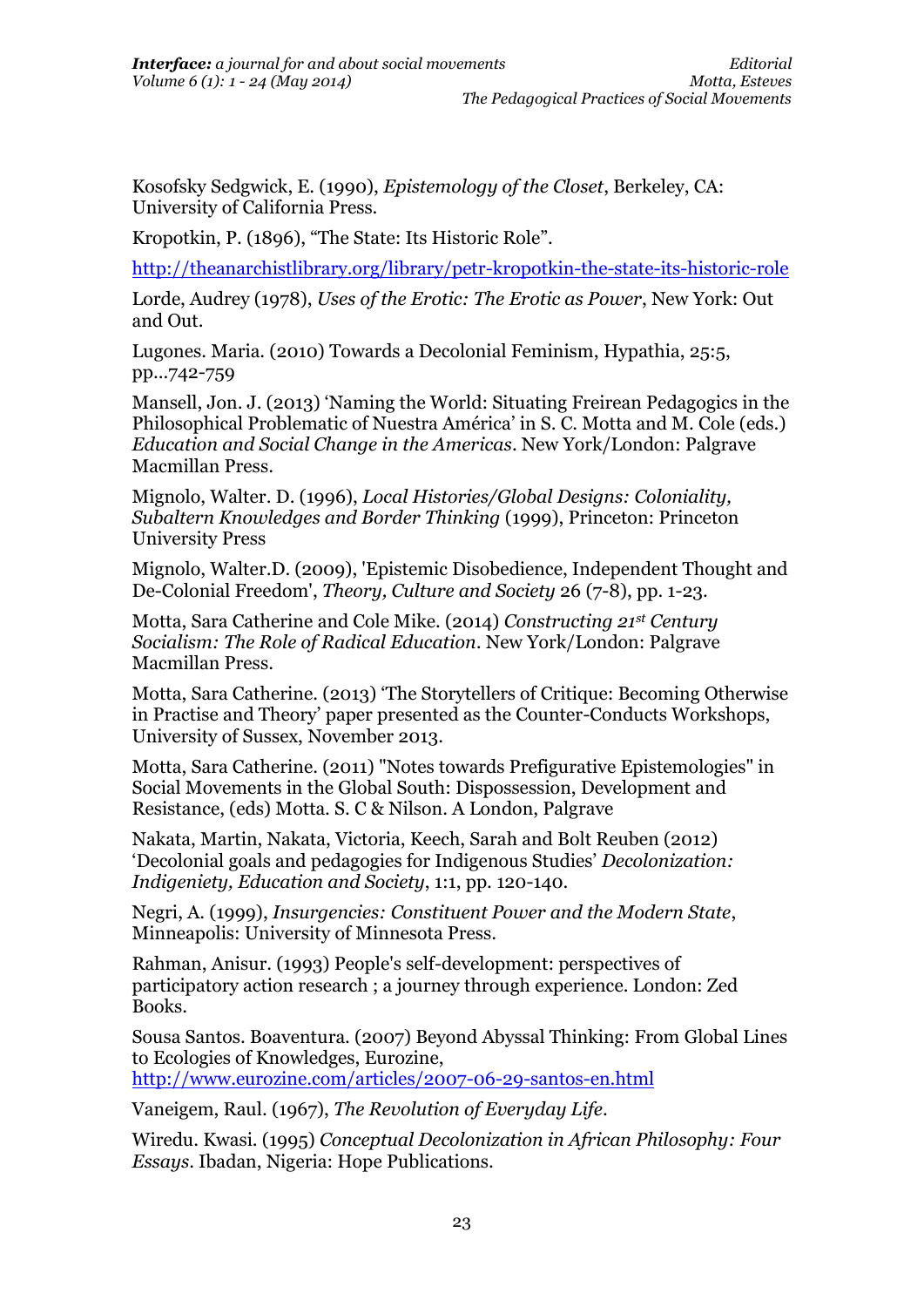Kosofsky Sedgwick, E. (1990), *Epistemology of the Closet*, Berkeley, CA: University of California Press.

Kropotkin, P. (1896), "The State: Its Historic Role".

http://theanarchistlibrary.org/library/petr-kropotkin-the-state-its-historic-role

Lorde, Audrey (1978), *Uses of the Erotic: The Erotic as Power*, New York: Out and Out.

Lugones. Maria. (2010) Towards a Decolonial Feminism, Hypathia, 25:5, pp...742-759

Mansell, Jon. J. (2013) 'Naming the World: Situating Freirean Pedagogics in the Philosophical Problematic of Nuestra América' in S. C. Motta and M. Cole (eds.) *Education and Social Change in the Americas*. New York/London: Palgrave Macmillan Press.

Mignolo, Walter. D. (1996), *Local Histories/Global Designs: Coloniality, Subaltern Knowledges and Border Thinking* (1999), Princeton: Princeton University Press

Mignolo, Walter.D. (2009), 'Epistemic Disobedience, Independent Thought and De-Colonial Freedom', *Theory, Culture and Society* 26 (7-8), pp. 1-23.

Motta, Sara Catherine and Cole Mike. (2014) *Constructing 21st Century Socialism: The Role of Radical Education*. New York/London: Palgrave Macmillan Press.

Motta, Sara Catherine. (2013) 'The Storytellers of Critique: Becoming Otherwise in Practise and Theory' paper presented as the Counter-Conducts Workshops, University of Sussex, November 2013.

Motta, Sara Catherine. (2011) "Notes towards Prefigurative Epistemologies" in Social Movements in the Global South: Dispossession, Development and Resistance, (eds) Motta. S. C & Nilson. A London, Palgrave

Nakata, Martin, Nakata, Victoria, Keech, Sarah and Bolt Reuben (2012) 'Decolonial goals and pedagogies for Indigenous Studies' *Decolonization: Indigeniety, Education and Society*, 1:1, pp. 120-140.

Negri, A. (1999), *Insurgencies: Constituent Power and the Modern State*, Minneapolis: University of Minnesota Press.

Rahman, Anisur. (1993) People's self-development: perspectives of participatory action research ; a journey through experience. London: Zed Books.

Sousa Santos. Boaventura. (2007) Beyond Abyssal Thinking: From Global Lines to Ecologies of Knowledges, Eurozine, http://www.eurozine.com/articles/2007-06-29-santos-en.html

Vaneigem, Raul. (1967), *The Revolution of Everyday Life*.

Wiredu. Kwasi. (1995) *Conceptual Decolonization in African Philosophy: Four Essays*. Ibadan, Nigeria: Hope Publications.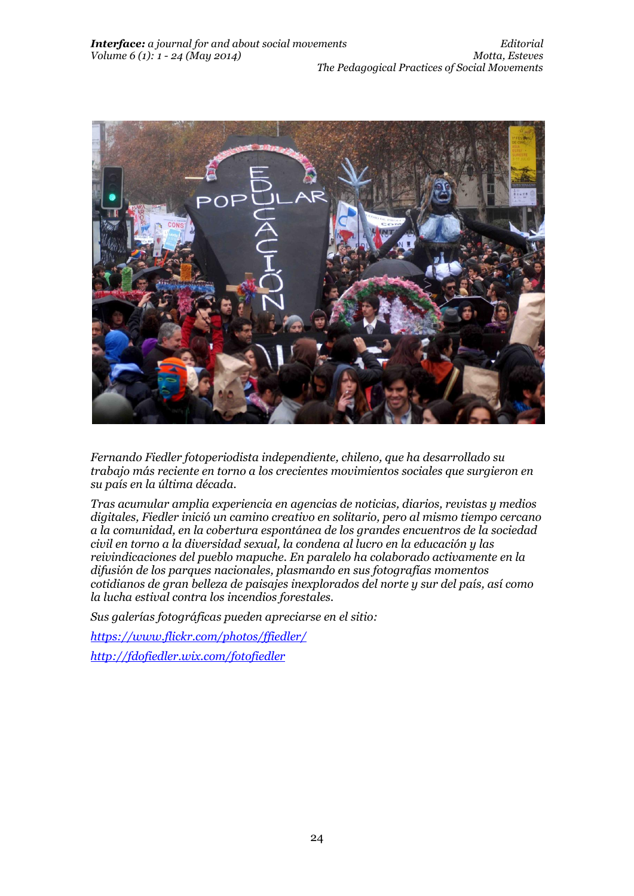*Fernando Fiedler fotoperiodista independiente, chileno, que ha desarrollado su trabajo más reciente en torno a los crecientes movimientos sociales que surgieron en su país en la última década.*

*Tras acumular amplia experiencia en agencias de noticias, diarios, revistas y medios digitales, Fiedler inició un camino creativo en solitario, pero al mismo tiempo cercano a la comunidad, en la cobertura espontánea de los grandes encuentros de la sociedad civil en torno a la diversidad sexual, la condena al lucro en la educación y las reivindicaciones del pueblo mapuche. En paralelo ha colaborado activamente en la difusión de los parques nacionales, plasmando en sus fotografías momentos cotidianos de gran belleza de paisajes inexplorados del norte y sur del país, así como la lucha estival contra los incendios forestales.*

*Sus galerías fotográficas pueden apreciarse en el sitio:*

*https://www.flickr.com/photos/ffiedler/*

*http://fdofiedler.wix.com/fotofiedler*